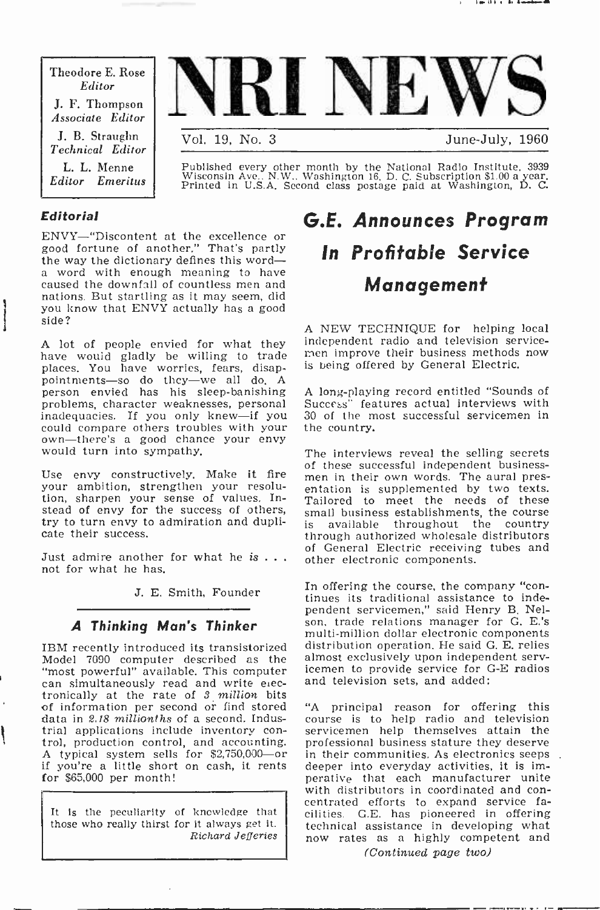Theodore E. Rose
*Editor*

J. F. Thompson
*Associate Editor*

J. B. Straughn
*Technical Editor*

L. L. Menne
*Editor Emeritus*

# NRI NEWS

Vol. 19, No. 3 — June-July, 1960

Published every other month by the National Radio Institute, 3939 Wisconsin Ave., N.W., Washington 16, D. C. Subscription $1.00 a year. Printed in U.S.A. Second class postage paid at Washington, D. C.

### *Editorial*

ENVY—"Discontent at the excellence or good fortune of another." That's partly the way the dictionary defines this word—a word with enough meaning to have caused the downfall of countless men and nations. But startling as it may seem, did you know that ENVY actually has a good side?

A lot of people envied for what they have would gladly be willing to trade places. You have worries, fears, disappointments—so do they—we all do. A person envied has his sleep-banishing problems, character weaknesses, personal inadequacies. If you only knew—if you could compare others troubles with your own—there's a good chance your envy would turn into sympathy.

Use envy constructively. Make it fire your ambition, strengthen your resolution, sharpen your sense of values. Instead of envy for the success of others, try to turn envy to admiration and duplicate their success.

Just admire another for what he *is* . . . not for what he has.

J. E. Smith, Founder

### *A Thinking Man's Thinker*

IBM recently introduced its transistorized Model 7090 computer described as the "most powerful" available. This computer can simultaneously read and write electronically at the rate of *3 million* bits of information per second or find stored data in *2.18 millionths* of a second. Industrial applications include inventory control, production control, and accounting. A typical system sells for $2,750,000—or if you're a little short on cash, it rents for $65,000 per month!

> It is the peculiarity of knowledge that those who really thirst for it always get it.
> *Richard Jefferies*

## *G.E. Announces Program In Profitable Service Management*

A NEW TECHNIQUE for helping local independent radio and television servicemen improve their business methods now is being offered by General Electric.

A long-playing record entitled "Sounds of Success" features actual interviews with 30 of the most successful servicemen in the country.

The interviews reveal the selling secrets of these successful independent businessmen in their own words. The aural presentation is supplemented by two texts. Tailored to meet the needs of these small business establishments, the course is available throughout the country through authorized wholesale distributors of General Electric receiving tubes and other electronic components.

In offering the course, the company "continues its traditional assistance to independent servicemen," said Henry B. Nelson, trade relations manager for G. E.'s multi-million dollar electronic components distribution operation. He said G. E. relies almost exclusively upon independent servicemen to provide service for G-E radios and television sets, and added:

"A principal reason for offering this course is to help radio and television servicemen help themselves attain the professional business stature they deserve in their communities. As electronics seeps deeper into everyday activities, it is imperative that each manufacturer unite with distributors in coordinated and concentrated efforts to expand service facilities. G.E. has pioneered in offering technical assistance in developing what now rates as a highly competent and

*(Continued page two)*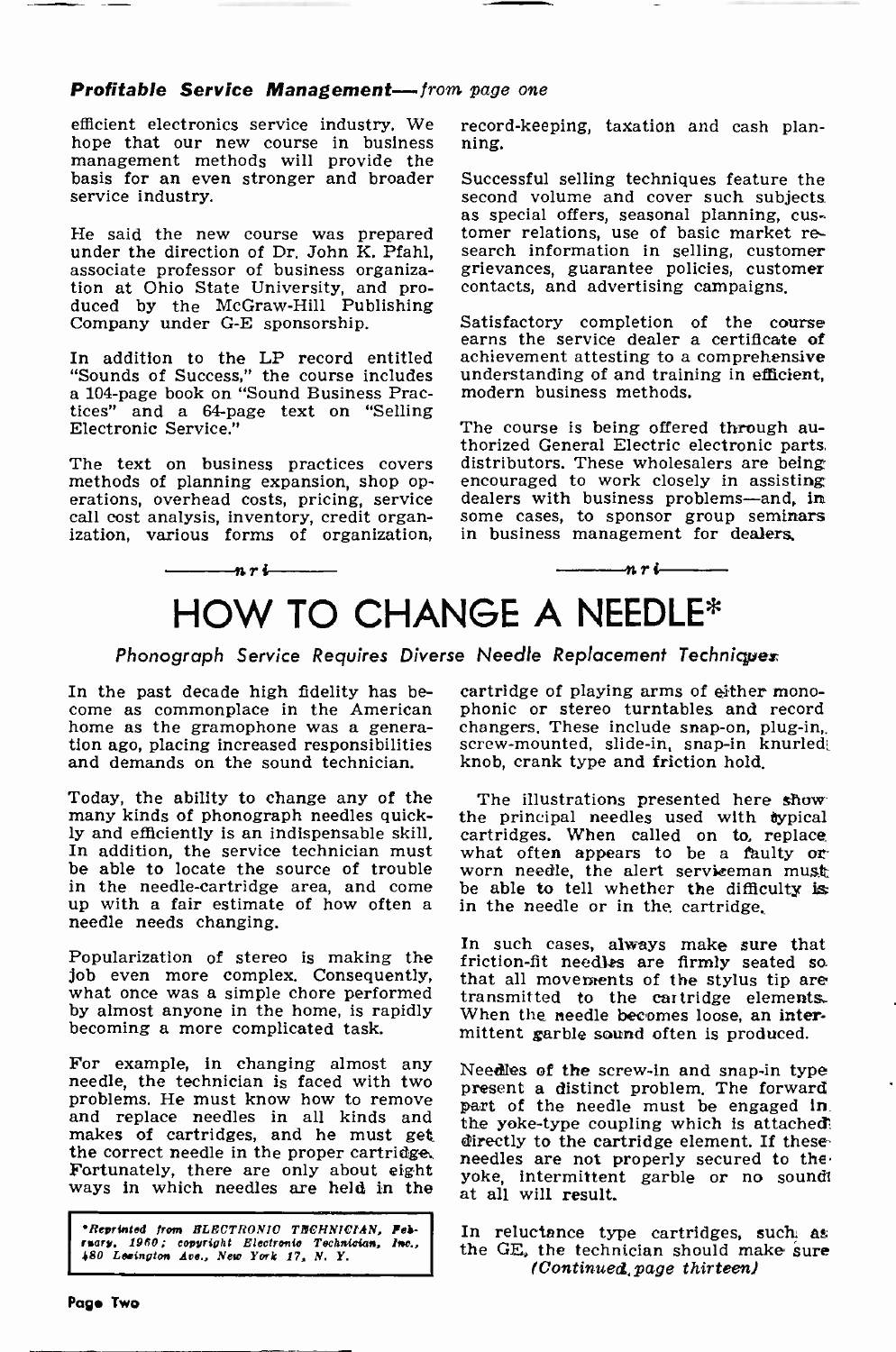### *Profitable Service Management—from page one*

efficient electronics service industry. We hope that our new course in business management methods will provide the basis for an even stronger and broader service industry.

He said the new course was prepared under the direction of Dr. John K. Pfahl, associate professor of business organization at Ohio State University, and produced by the McGraw-Hill Publishing Company under G-E sponsorship.

In addition to the LP record entitled "Sounds of Success," the course includes a 104-page book on "Sound Business Practices" and a 64-page text on "Selling Electronic Service."

The text on business practices covers methods of planning expansion, shop operations, overhead costs, pricing, service call cost analysis, inventory, credit organization, various forms of organization, record-keeping, taxation and cash planning.

Successful selling techniques feature the second volume and cover such subjects as special offers, seasonal planning, customer relations, use of basic market research information in selling, customer grievances, guarantee policies, customer contacts, and advertising campaigns.

Satisfactory completion of the course earns the service dealer a certificate of achievement attesting to a comprehensive understanding of and training in efficient, modern business methods.

The course is being offered through authorized General Electric electronic parts distributors. These wholesalers are being encouraged to work closely in assisting dealers with business problems—and, in some cases, to sponsor group seminars in business management for dealers.

—nri—

# HOW TO CHANGE A NEEDLE*

*Phonograph Service Requires Diverse Needle Replacement Techniques*

In the past decade high fidelity has become as commonplace in the American home as the gramophone was a generation ago, placing increased responsibilities and demands on the sound technician.

Today, the ability to change any of the many kinds of phonograph needles quickly and efficiently is an indispensable skill. In addition, the service technician must be able to locate the source of trouble in the needle-cartridge area, and come up with a fair estimate of how often a needle needs changing.

Popularization of stereo is making the job even more complex. Consequently, what once was a simple chore performed by almost anyone in the home, is rapidly becoming a more complicated task.

For example, in changing almost any needle, the technician is faced with two problems. He must know how to remove and replace needles in all kinds and makes of cartridges, and he must get the correct needle in the proper cartridge. Fortunately, there are only about eight ways in which needles are held in the cartridge of playing arms of either monophonic or stereo turntables and record changers. These include snap-on, plug-in, screw-mounted, slide-in, snap-in knurled knob, crank type and friction hold.

The illustrations presented here show the principal needles used with typical cartridges. When called on to replace what often appears to be a faulty or worn needle, the alert serviceman must be able to tell whether the difficulty is in the needle or in the cartridge.

In such cases, always make sure that friction-fit needles are firmly seated so that all movements of the stylus tip are transmitted to the cartridge elements. When the needle becomes loose, an intermittent garble sound often is produced.

Needles of the screw-in and snap-in type present a distinct problem. The forward part of the needle must be engaged in the yoke-type coupling which is attached directly to the cartridge element. If these needles are not properly secured to the yoke, intermittent garble or no sound at all will result.

In reluctance type cartridges, such as the GE, the technician should make sure *(Continued, page thirteen)*

*Reprinted from ELECTRONIC TECHNICIAN, February, 1960; copyright Electronic Technician, Inc., 480 Lexington Ave., New York 17, N. Y.*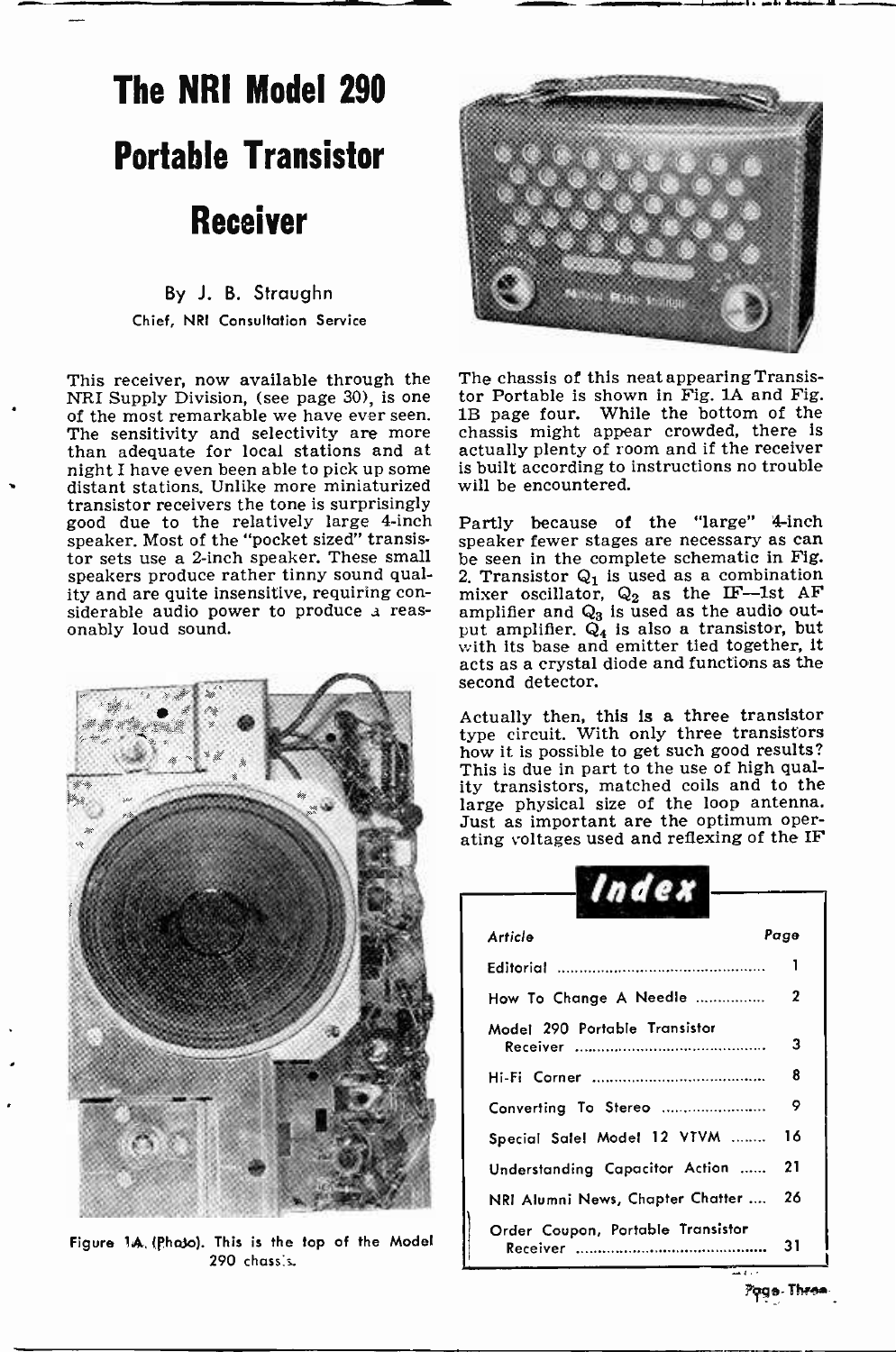# The NRI Model 290 Portable Transistor Receiver

By J. B. Straughn
Chief, NRI Consultation Service

This receiver, now available through the NRI Supply Division, (see page 30), is one of the most remarkable we have ever seen. The sensitivity and selectivity are more than adequate for local stations and at night I have even been able to pick up some distant stations. Unlike more miniaturized transistor receivers the tone is surprisingly good due to the relatively large 4-inch speaker. Most of the "pocket sized" transistor sets use a 2-inch speaker. These small speakers produce rather tinny sound quality and are quite insensitive, requiring considerable audio power to produce a reasonably loud sound.

Figure 1A. (Photo). This is the top of the Model 290 chassis.

The chassis of this neat appearing Transistor Portable is shown in Fig. 1A and Fig. 1B page four. While the bottom of the chassis might appear crowded, there is actually plenty of room and if the receiver is built according to instructions no trouble will be encountered.

Partly because of the "large" 4-inch speaker fewer stages are necessary as can be seen in the complete schematic in Fig. 2. Transistor $Q_1$ is used as a combination mixer oscillator, $Q_2$ as the IF—1st AF amplifier and $Q_3$ is used as the audio output amplifier. $Q_4$ is also a transistor, but with its base and emitter tied together, it acts as a crystal diode and functions as the second detector.

Actually then, this is a three transistor type circuit. With only three transistors how it is possible to get such good results? This is due in part to the use of high quality transistors, matched coils and to the large physical size of the loop antenna. Just as important are the optimum operating voltages used and reflexing of the IF

## Index

| Article | Page |
|---|---|
| Editorial | 1 |
| How To Change A Needle | 2 |
| Model 290 Portable Transistor Receiver | 3 |
| Hi-Fi Corner | 8 |
| Converting To Stereo | 9 |
| Special Sale! Model 12 VTVM | 16 |
| Understanding Capacitor Action | 21 |
| NRI Alumni News, Chapter Chatter | 26 |
| Order Coupon, Portable Transistor Receiver | 31 |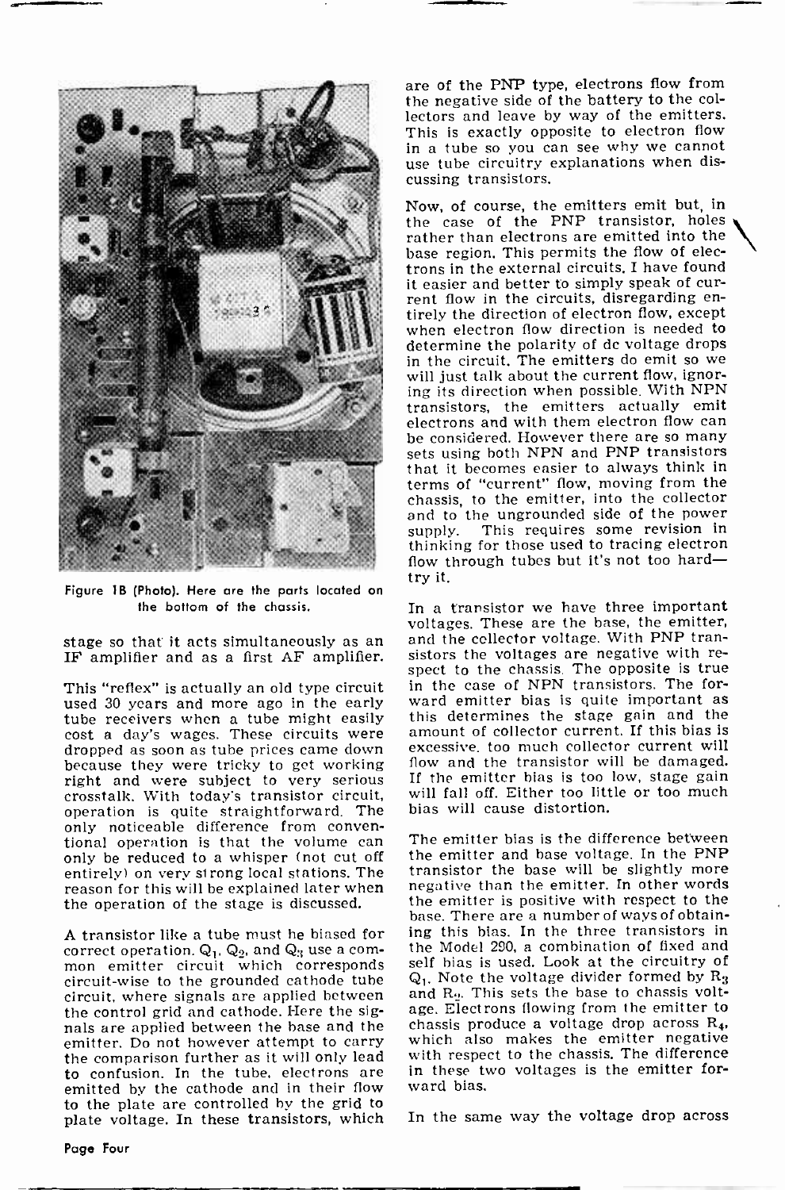Figure 1B (Photo). Here are the parts located on the bottom of the chassis.

stage so that it acts simultaneously as an IF amplifier and as a first AF amplifier.

This "reflex" is actually an old type circuit used 30 years and more ago in the early tube receivers when a tube might easily cost a day's wages. These circuits were dropped as soon as tube prices came down because they were tricky to get working right and were subject to very serious crosstalk. With today's transistor circuit, operation is quite straightforward. The only noticeable difference from conventional operation is that the volume can only be reduced to a whisper (not cut off entirely) on very strong local stations. The reason for this will be explained later when the operation of the stage is discussed.

A transistor like a tube must be biased for correct operation. $Q_1$, $Q_2$, and $Q_3$ use a common emitter circuit which corresponds circuit-wise to the grounded cathode tube circuit, where signals are applied between the control grid and cathode. Here the signals are applied between the base and the emitter. Do not however attempt to carry the comparison further as it will only lead to confusion. In the tube, electrons are emitted by the cathode and in their flow to the plate are controlled by the grid to plate voltage. In these transistors, which are of the PNP type, electrons flow from the negative side of the battery to the collectors and leave by way of the emitters. This is exactly opposite to electron flow in a tube so you can see why we cannot use tube circuitry explanations when discussing transistors.

Now, of course, the emitters emit but, in the case of the PNP transistor, holes rather than electrons are emitted into the base region. This permits the flow of electrons in the external circuits. I have found it easier and better to simply speak of current flow in the circuits, disregarding entirely the direction of electron flow, except when electron flow direction is needed to determine the polarity of dc voltage drops in the circuit. The emitters do emit so we will just talk about the current flow, ignoring its direction when possible. With NPN transistors, the emitters actually emit electrons and with them electron flow can be considered. However there are so many sets using both NPN and PNP transistors that it becomes easier to always think in terms of "current" flow, moving from the chassis, to the emitter, into the collector and to the ungrounded side of the power supply. This requires some revision in thinking for those used to tracing electron flow through tubes but it's not too hard—try it.

In a transistor we have three important voltages. These are the base, the emitter, and the collector voltage. With PNP transistors the voltages are negative with respect to the chassis. The opposite is true in the case of NPN transistors. The forward emitter bias is quite important as this determines the stage gain and the amount of collector current. If this bias is excessive, too much collector current will flow and the transistor will be damaged. If the emitter bias is too low, stage gain will fall off. Either too little or too much bias will cause distortion.

The emitter bias is the difference between the emitter and base voltage. In the PNP transistor the base will be slightly more negative than the emitter. In other words the emitter is positive with respect to the base. There are a number of ways of obtaining this bias. In the three transistors in the Model 290, a combination of fixed and self bias is used. Look at the circuitry of $Q_1$. Note the voltage divider formed by $R_3$ and $R_2$. This sets the base to chassis voltage. Electrons flowing from the emitter to chassis produce a voltage drop across $R_4$, which also makes the emitter negative with respect to the chassis. The difference in these two voltages is the emitter forward bias.

In the same way the voltage drop across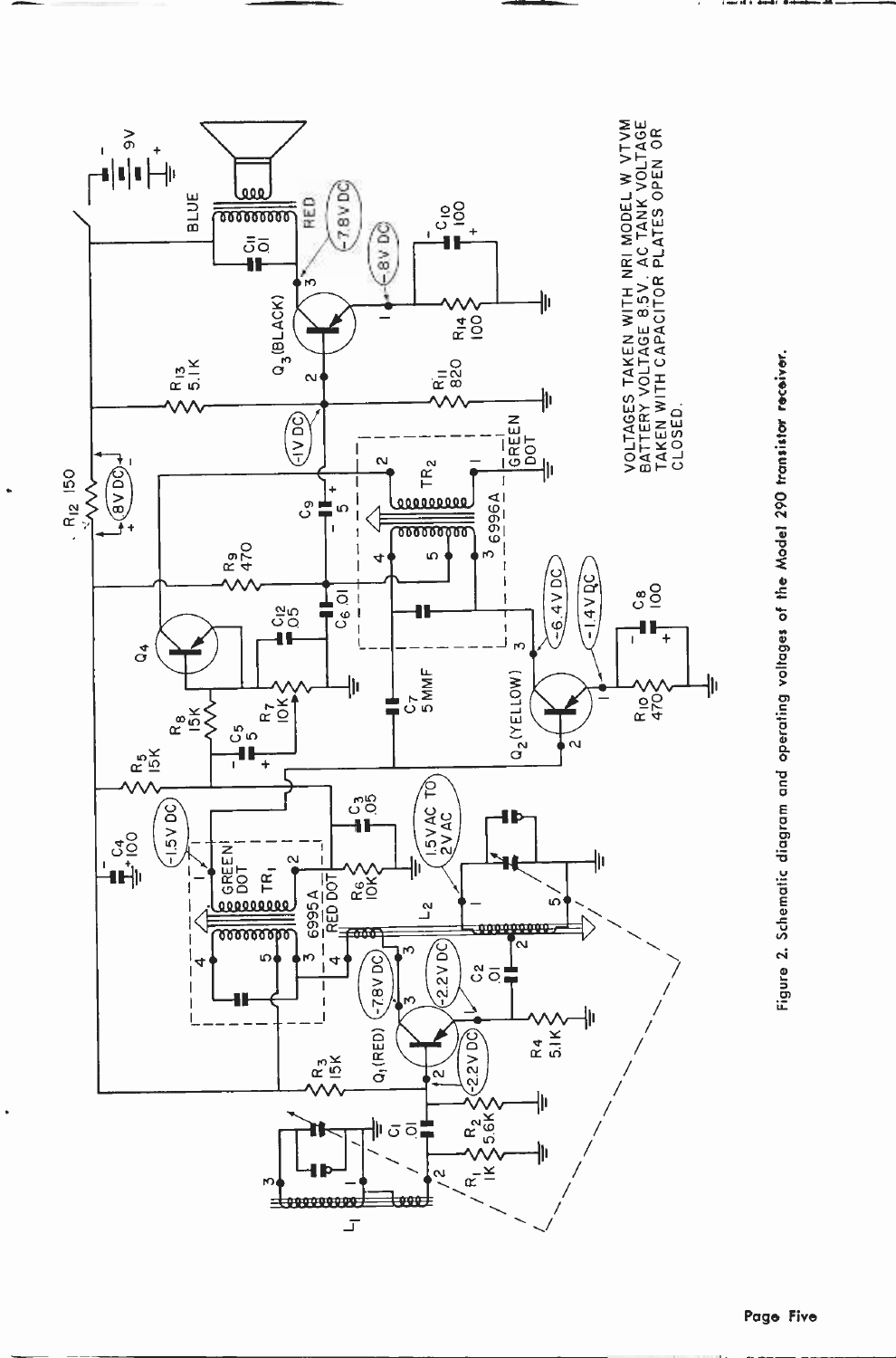VOLTAGES TAKEN WITH NRI MODEL W VTVM BATTERY VOLTAGE 8.5V. AC TANK VOLTAGE TAKEN WITH CAPACITOR PLATES OPEN OR CLOSED.

Figure 2. Schematic diagram and operating voltages of the Model 290 transistor receiver.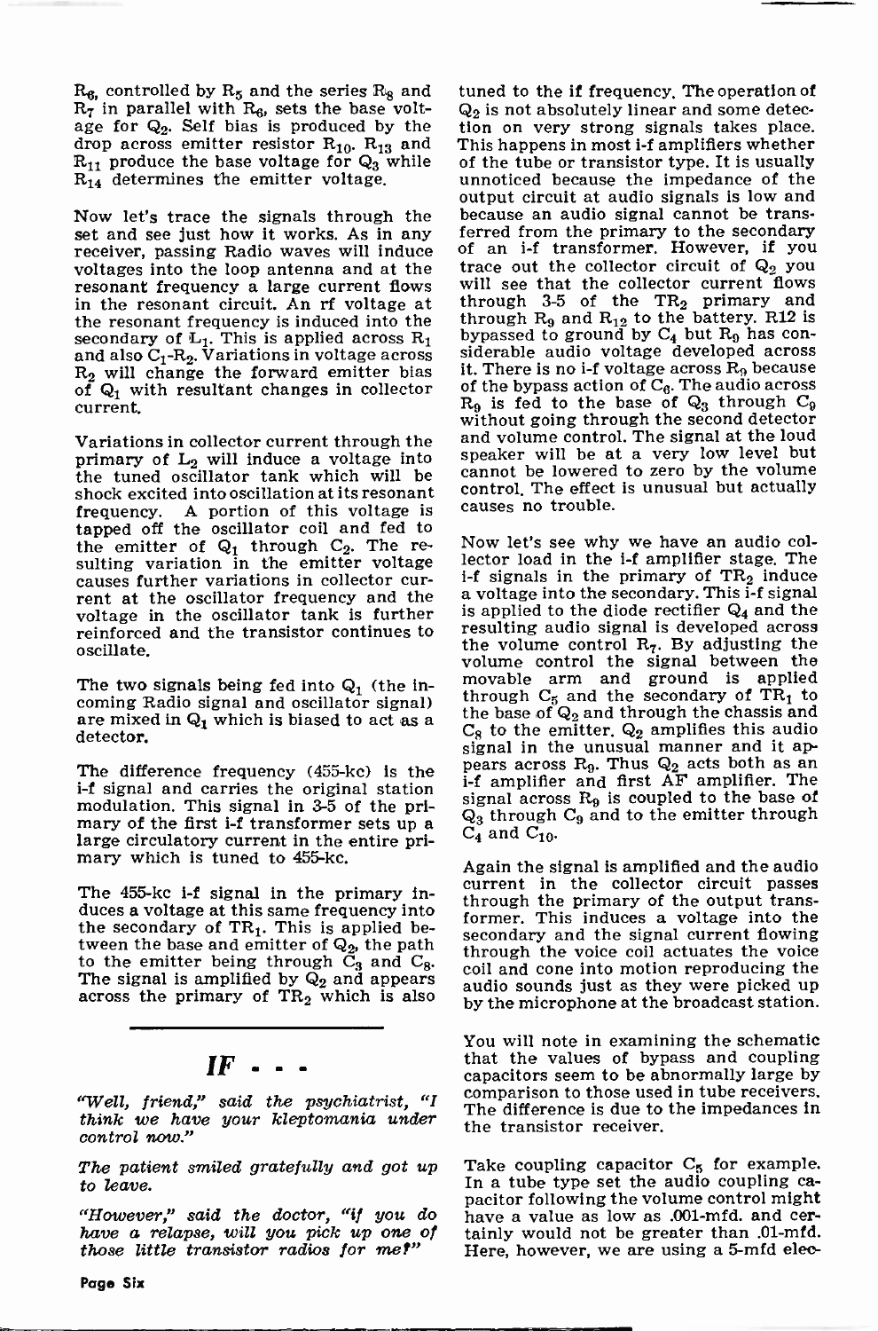$R_6$, controlled by $R_5$ and the series $R_8$ and $R_7$ in parallel with $R_6$, sets the base voltage for $Q_2$. Self bias is produced by the drop across emitter resistor $R_{10}$. $R_{13}$ and $R_{11}$ produce the base voltage for $Q_3$ while $R_{14}$ determines the emitter voltage.

Now let's trace the signals through the set and see just how it works. As in any receiver, passing Radio waves will induce voltages into the loop antenna and at the resonant frequency a large current flows in the resonant circuit. An rf voltage at the resonant frequency is induced into the secondary of $L_1$. This is applied across $R_1$ and also $C_1$-$R_2$. Variations in voltage across $R_2$ will change the forward emitter bias of $Q_1$ with resultant changes in collector current.

Variations in collector current through the primary of $L_2$ will induce a voltage into the tuned oscillator tank which will be shock excited into oscillation at its resonant frequency. A portion of this voltage is tapped off the oscillator coil and fed to the emitter of $Q_1$ through $C_2$. The resulting variation in the emitter voltage causes further variations in collector current at the oscillator frequency and the voltage in the oscillator tank is further reinforced and the transistor continues to oscillate.

The two signals being fed into $Q_1$ (the incoming Radio signal and oscillator signal) are mixed in $Q_1$ which is biased to act as a detector.

The difference frequency (455-kc) is the i-f signal and carries the original station modulation. This signal in 3-5 of the primary of the first i-f transformer sets up a large circulatory current in the entire primary which is tuned to 455-kc.

The 455-kc i-f signal in the primary induces a voltage at this same frequency into the secondary of $TR_1$. This is applied between the base and emitter of $Q_2$, the path to the emitter being through $C_3$ and $C_8$. The signal is amplified by $Q_2$ and appears across the primary of $TR_2$ which is also tuned to the if frequency. The operation of $Q_2$ is not absolutely linear and some detection on very strong signals takes place. This happens in most i-f amplifiers whether of the tube or transistor type. It is usually unnoticed because the impedance of the output circuit at audio signals is low and because an audio signal cannot be transferred from the primary to the secondary of an i-f transformer. However, if you trace out the collector circuit of $Q_2$ you will see that the collector current flows through 3-5 of the $TR_2$ primary and through $R_9$ and $R_{12}$ to the battery. R12 is bypassed to ground by $C_4$ but $R_9$ has considerable audio voltage developed across it. There is no i-f voltage across $R_9$ because of the bypass action of $C_6$. The audio across $R_9$ is fed to the base of $Q_3$ through $C_9$ without going through the second detector and volume control. The signal at the loud speaker will be at a very low level but cannot be lowered to zero by the volume control. The effect is unusual but actually causes no trouble.

Now let's see why we have an audio collector load in the i-f amplifier stage. The i-f signals in the primary of $TR_2$ induce a voltage into the secondary. This i-f signal is applied to the diode rectifier $Q_4$ and the resulting audio signal is developed across the volume control $R_7$. By adjusting the volume control the signal between the movable arm and ground is applied through $C_5$ and the secondary of $TR_1$ to the base of $Q_2$ and through the chassis and $C_8$ to the emitter. $Q_2$ amplifies this audio signal in the unusual manner and it appears across $R_9$. Thus $Q_2$ acts both as an i-f amplifier and first AF amplifier. The signal across $R_9$ is coupled to the base of $Q_3$ through $C_9$ and to the emitter through $C_4$ and $C_{10}$.

Again the signal is amplified and the audio current in the collector circuit passes through the primary of the output transformer. This induces a voltage into the secondary and the signal current flowing through the voice coil actuates the voice coil and cone into motion reproducing the audio sounds just as they were picked up by the microphone at the broadcast station.

You will note in examining the schematic that the values of bypass and coupling capacitors seem to be abnormally large by comparison to those used in tube receivers. The difference is due to the impedances in the transistor receiver.

Take coupling capacitor $C_5$ for example. In a tube type set the audio coupling capacitor following the volume control might have a value as low as .001-mfd. and certainly would not be greater than .01-mfd. Here, however, we are using a 5-mfd elec-

---

## IF . . .

*"Well, friend," said the psychiatrist, "I think we have your kleptomania under control now."*

*The patient smiled gratefully and got up to leave.*

*"However," said the doctor, "if you do have a relapse, will you pick up one of those little transistor radios for me?"*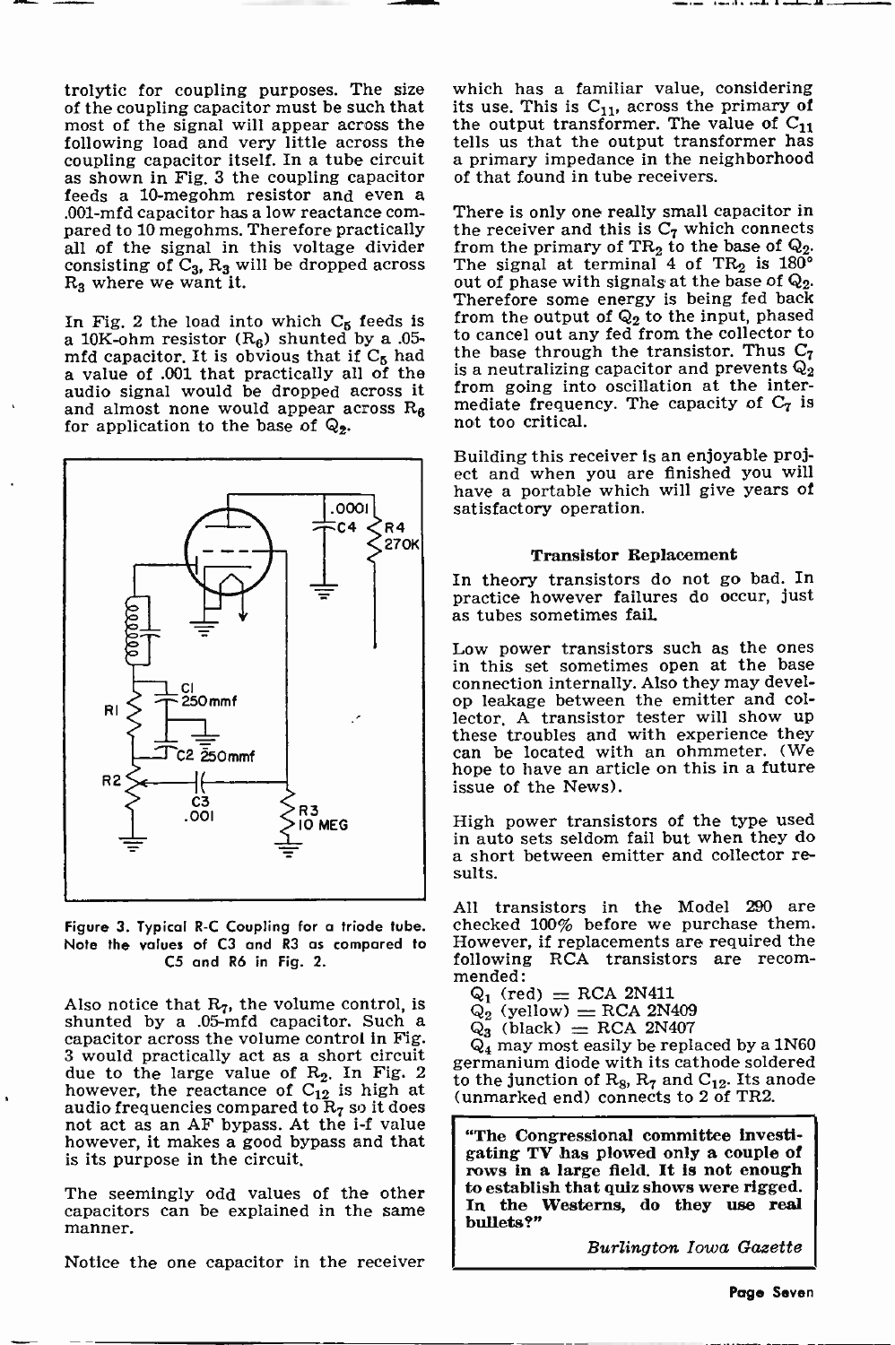trolytic for coupling purposes. The size of the coupling capacitor must be such that most of the signal will appear across the following load and very little across the coupling capacitor itself. In a tube circuit as shown in Fig. 3 the coupling capacitor feeds a 10-megohm resistor and even a .001-mfd capacitor has a low reactance compared to 10 megohms. Therefore practically all of the signal in this voltage divider consisting of $C_3$, $R_3$ will be dropped across $R_3$ where we want it.

In Fig. 2 the load into which $C_5$ feeds is a 10K-ohm resistor ($R_6$) shunted by a .05-mfd capacitor. It is obvious that if $C_5$ had a value of .001 that practically all of the audio signal would be dropped across it and almost none would appear across $R_6$ for application to the base of $Q_2$.

Figure 3. Typical R-C Coupling for a triode tube. Note the values of C3 and R3 as compared to C5 and R6 in Fig. 2.

Also notice that $R_7$, the volume control, is shunted by a .05-mfd capacitor. Such a capacitor across the volume control in Fig. 3 would practically act as a short circuit due to the large value of $R_2$. In Fig. 2 however, the reactance of $C_{12}$ is high at audio frequencies compared to $R_7$ so it does not act as an AF bypass. At the i-f value however, it makes a good bypass and that is its purpose in the circuit.

The seemingly odd values of the other capacitors can be explained in the same manner.

Notice the one capacitor in the receiver which has a familiar value, considering its use. This is $C_{11}$, across the primary of the output transformer. The value of $C_{11}$ tells us that the output transformer has a primary impedance in the neighborhood of that found in tube receivers.

There is only one really small capacitor in the receiver and this is $C_7$ which connects from the primary of $TR_2$ to the base of $Q_2$. The signal at terminal 4 of $TR_2$ is 180° out of phase with signals at the base of $Q_2$. Therefore some energy is being fed back from the output of $Q_2$ to the input, phased to cancel out any fed from the collector to the base through the transistor. Thus $C_7$ is a neutralizing capacitor and prevents $Q_2$ from going into oscillation at the intermediate frequency. The capacity of $C_7$ is not too critical.

Building this receiver is an enjoyable project and when you are finished you will have a portable which will give years of satisfactory operation.

### Transistor Replacement

In theory transistors do not go bad. In practice however failures do occur, just as tubes sometimes fail.

Low power transistors such as the ones in this set sometimes open at the base connection internally. Also they may develop leakage between the emitter and collector. A transistor tester will show up these troubles and with experience they can be located with an ohmmeter. (We hope to have an article on this in a future issue of the News).

High power transistors of the type used in auto sets seldom fail but when they do a short between emitter and collector results.

All transistors in the Model 290 are checked 100% before we purchase them. However, if replacements are required the following RCA transistors are recommended:

$Q_1$ (red) = RCA 2N411
$Q_2$ (yellow) = RCA 2N409
$Q_3$ (black) = RCA 2N407
$Q_4$ may most easily be replaced by a 1N60 germanium diode with its cathode soldered to the junction of $R_8$, $R_7$ and $C_{12}$. Its anode (unmarked end) connects to 2 of TR2.

> **"The Congressional committee investigating TV has plowed only a couple of rows in a large field. It is not enough to establish that quiz shows were rigged. In the Westerns, do they use real bullets?"**
>
> *Burlington Iowa Gazette*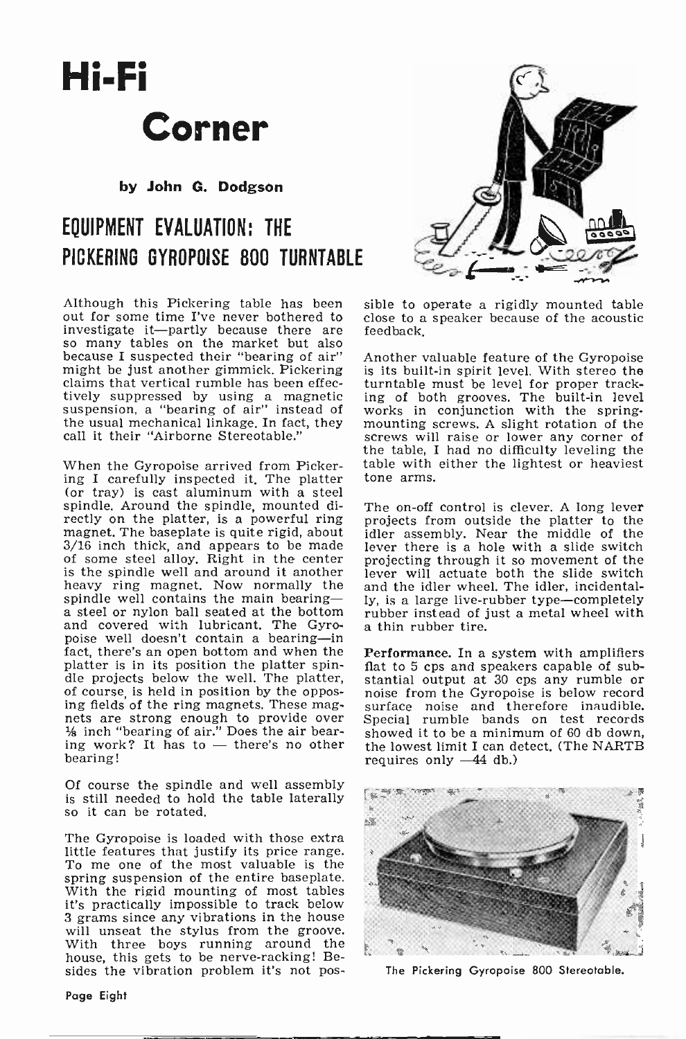# Hi-Fi Corner

**by John G. Dodgson**

## EQUIPMENT EVALUATION: THE PICKERING GYROPOISE 800 TURNTABLE

Although this Pickering table has been out for some time I've never bothered to investigate it—partly because there are so many tables on the market but also because I suspected their "bearing of air" might be just another gimmick. Pickering claims that vertical rumble has been effectively suppressed by using a magnetic suspension, a "bearing of air" instead of the usual mechanical linkage. In fact, they call it their "Airborne Stereotable."

When the Gyropoise arrived from Pickering I carefully inspected it. The platter (or tray) is cast aluminum with a steel spindle. Around the spindle, mounted directly on the platter, is a powerful ring magnet. The baseplate is quite rigid, about 3/16 inch thick, and appears to be made of some steel alloy. Right in the center is the spindle well and around it another heavy ring magnet. Now normally the spindle well contains the main bearing—a steel or nylon ball seated at the bottom and covered with lubricant. The Gyropoise well doesn't contain a bearing—in fact, there's an open bottom and when the platter is in its position the platter spindle projects below the well. The platter, of course, is held in position by the opposing fields of the ring magnets. These magnets are strong enough to provide over ⅛ inch "bearing of air." Does the air bearing work? It has to — there's no other bearing!

Of course the spindle and well assembly is still needed to hold the table laterally so it can be rotated.

The Gyropoise is loaded with those extra little features that justify its price range. To me one of the most valuable is the spring suspension of the entire baseplate. With the rigid mounting of most tables it's practically impossible to track below 3 grams since any vibrations in the house will unseat the stylus from the groove. With three boys running around the house, this gets to be nerve-racking! Besides the vibration problem it's not possible to operate a rigidly mounted table close to a speaker because of the acoustic feedback.

Another valuable feature of the Gyropoise is its built-in spirit level. With stereo the turntable must be level for proper tracking of both grooves. The built-in level works in conjunction with the spring-mounting screws. A slight rotation of the screws will raise or lower any corner of the table, I had no difficulty leveling the table with either the lightest or heaviest tone arms.

The on-off control is clever. A long lever projects from outside the platter to the idler assembly. Near the middle of the lever there is a hole with a slide switch projecting through it so movement of the lever will actuate both the slide switch and the idler wheel. The idler, incidentally, is a large live-rubber type—completely rubber instead of just a metal wheel with a thin rubber tire.

**Performance.** In a system with amplifiers flat to 5 cps and speakers capable of substantial output at 30 cps any rumble or noise from the Gyropoise is below record surface noise and therefore inaudible. Special rumble bands on test records showed it to be a minimum of 60 db down, the lowest limit I can detect. (The NARTB requires only —44 db.)

The Pickering Gyropoise 800 Stereotable.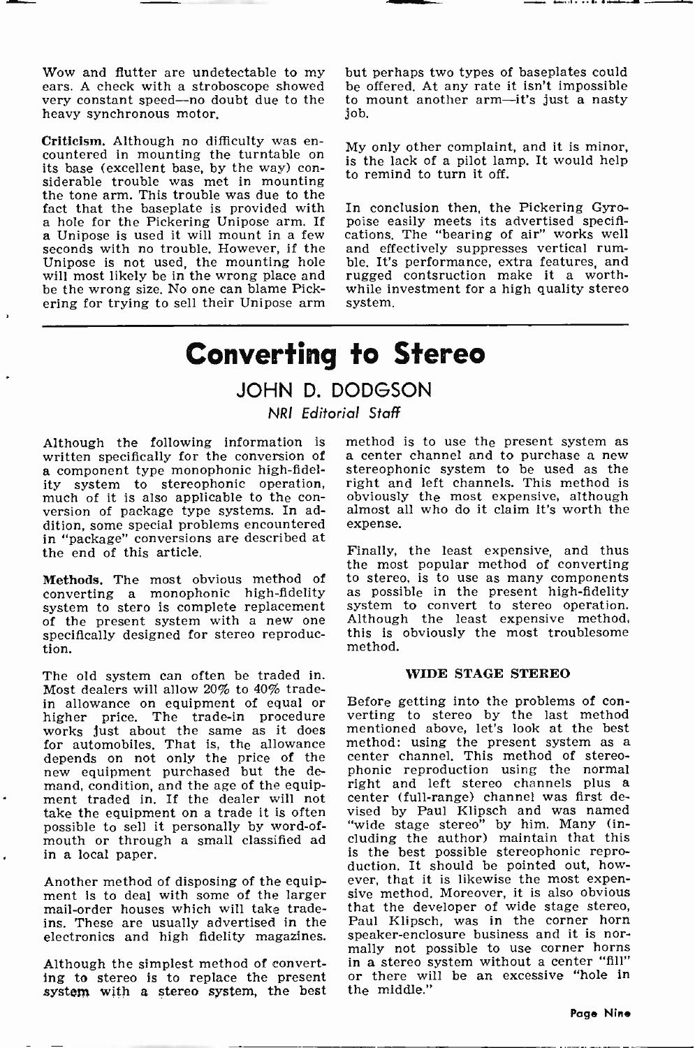Wow and flutter are undetectable to my ears. A check with a stroboscope showed very constant speed—no doubt due to the heavy synchronous motor.

**Criticism.** Although no difficulty was encountered in mounting the turntable on its base (excellent base, by the way) considerable trouble was met in mounting the tone arm. This trouble was due to the fact that the baseplate is provided with a hole for the Pickering Unipose arm. If a Unipose is used it will mount in a few seconds with no trouble. However, if the Unipose is not used, the mounting hole will most likely be in the wrong place and be the wrong size. No one can blame Pickering for trying to sell their Unipose arm but perhaps two types of baseplates could be offered. At any rate it isn't impossible to mount another arm—it's just a nasty job.

My only other complaint, and it is minor, is the lack of a pilot lamp. It would help to remind to turn it off.

In conclusion then, the Pickering Gyropoise easily meets its advertised specifications. The "bearing of air" works well and effectively suppresses vertical rumble. It's performance, extra features, and rugged contsruction make it a worthwhile investment for a high quality stereo system.

# Converting to Stereo

## JOHN D. DODGSON

*NRI Editorial Staff*

Although the following information is written specifically for the conversion of a component type monophonic high-fidelity system to stereophonic operation, much of it is also applicable to the conversion of package type systems. In addition, some special problems encountered in "package" conversions are described at the end of this article.

**Methods.** The most obvious method of converting a monophonic high-fidelity system to stereo is complete replacement of the present system with a new one specifically designed for stereo reproduction.

The old system can often be traded in. Most dealers will allow 20% to 40% trade-in allowance on equipment of equal or higher price. The trade-in procedure works just about the same as it does for automobiles. That is, the allowance depends on not only the price of the new equipment purchased but the demand, condition, and the age of the equipment traded in. If the dealer will not take the equipment on a trade it is often possible to sell it personally by word-of-mouth or through a small classified ad in a local paper.

Another method of disposing of the equipment is to deal with some of the larger mail-order houses which will take trade-ins. These are usually advertised in the electronics and high fidelity magazines.

Although the simplest method of converting to stereo is to replace the present system with a stereo system, the best method is to use the present system as a center channel and to purchase a new stereophonic system to be used as the right and left channels. This method is obviously the most expensive, although almost all who do it claim it's worth the expense.

Finally, the least expensive, and thus the most popular method of converting to stereo, is to use as many components as possible in the present high-fidelity system to convert to stereo operation. Although the least expensive method, this is obviously the most troublesome method.

### WIDE STAGE STEREO

Before getting into the problems of converting to stereo by the last method mentioned above, let's look at the best method: using the present system as a center channel. This method of stereophonic reproduction using the normal right and left stereo channels plus a center (full-range) channel was first devised by Paul Klipsch and was named "wide stage stereo" by him. Many (including the author) maintain that this is the best possible stereophonic reproduction. It should be pointed out, however, that it is likewise the most expensive method. Moreover, it is also obvious that the developer of wide stage stereo, Paul Klipsch, was in the corner horn speaker-enclosure business and it is normally not possible to use corner horns in a stereo system without a center "fill" or there will be an excessive "hole in the middle."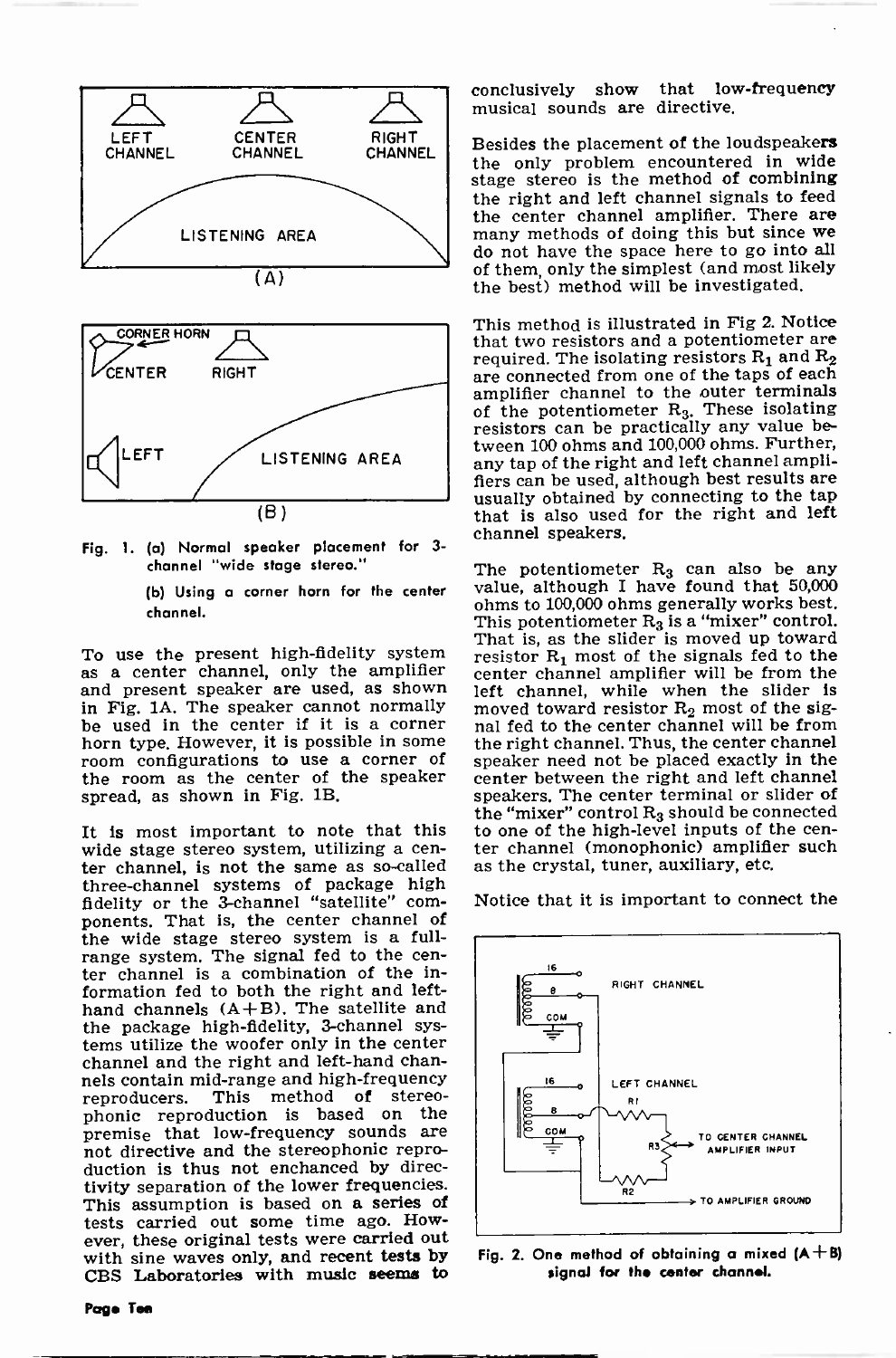Fig. 1. (a) Normal speaker placement for 3-channel "wide stage stereo."

(b) Using a corner horn for the center channel.

To use the present high-fidelity system as a center channel, only the amplifier and present speaker are used, as shown in Fig. 1A. The speaker cannot normally be used in the center if it is a corner horn type. However, it is possible in some room configurations to use a corner of the room as the center of the speaker spread, as shown in Fig. 1B.

It is most important to note that this wide stage stereo system, utilizing a center channel, is not the same as so-called three-channel systems of package high fidelity or the 3-channel "satellite" components. That is, the center channel of the wide stage stereo system is a full-range system. The signal fed to the center channel is a combination of the information fed to both the right and left-hand channels (A+B). The satellite and the package high-fidelity, 3-channel systems utilize the woofer only in the center channel and the right and left-hand channels contain mid-range and high-frequency reproducers. This method of stereophonic reproduction is based on the premise that low-frequency sounds are not directive and the stereophonic reproduction is thus not enhanced by directivity separation of the lower frequencies. This assumption is based on a series of tests carried out some time ago. However, these original tests were carried out with sine waves only, and recent tests by CBS Laboratories with music seems to conclusively show that low-frequency musical sounds are directive.

Besides the placement of the loudspeakers the only problem encountered in wide stage stereo is the method of combining the right and left channel signals to feed the center channel amplifier. There are many methods of doing this but since we do not have the space here to go into all of them, only the simplest (and most likely the best) method will be investigated.

This method is illustrated in Fig 2. Notice that two resistors and a potentiometer are required. The isolating resistors $R_1$ and $R_2$ are connected from one of the taps of each amplifier channel to the outer terminals of the potentiometer $R_3$. These isolating resistors can be practically any value between 100 ohms and 100,000 ohms. Further, any tap of the right and left channel amplifiers can be used, although best results are usually obtained by connecting to the tap that is also used for the right and left channel speakers.

The potentiometer $R_3$ can also be any value, although I have found that 50,000 ohms to 100,000 ohms generally works best. This potentiometer $R_3$ is a "mixer" control. That is, as the slider is moved up toward resistor $R_1$ most of the signals fed to the center channel amplifier will be from the left channel, while when the slider is moved toward resistor $R_2$ most of the signal fed to the center channel will be from the right channel. Thus, the center channel speaker need not be placed exactly in the center between the right and left channel speakers. The center terminal or slider of the "mixer" control $R_3$ should be connected to one of the high-level inputs of the center channel (monophonic) amplifier such as the crystal, tuner, auxiliary, etc.

Notice that it is important to connect the

Fig. 2. One method of obtaining a mixed (A+B) signal for the center channel.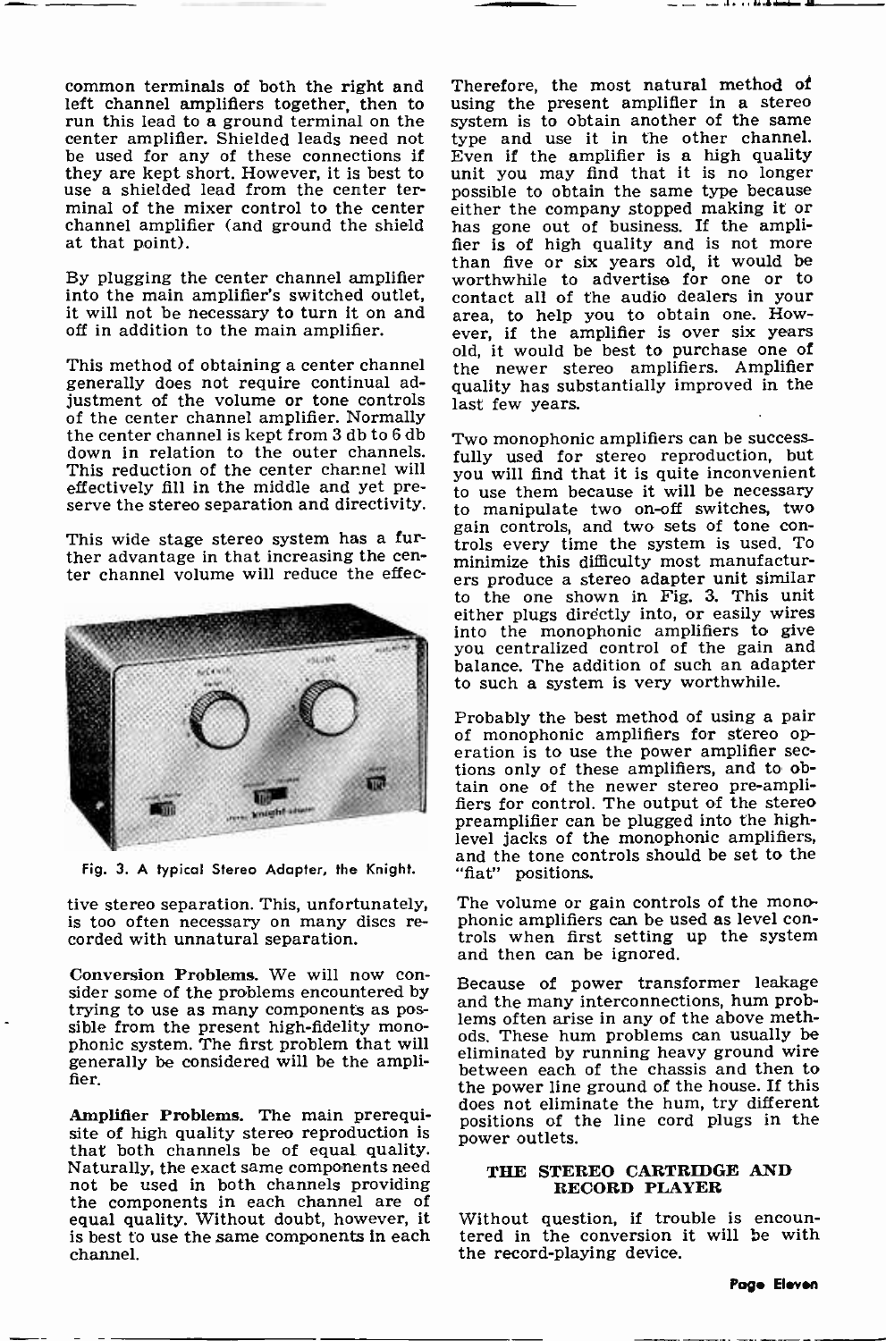common terminals of both the right and left channel amplifiers together, then to run this lead to a ground terminal on the center amplifier. Shielded leads need not be used for any of these connections if they are kept short. However, it is best to use a shielded lead from the center terminal of the mixer control to the center channel amplifier (and ground the shield at that point).

By plugging the center channel amplifier into the main amplifier's switched outlet, it will not be necessary to turn it on and off in addition to the main amplifier.

This method of obtaining a center channel generally does not require continual adjustment of the volume or tone controls of the center channel amplifier. Normally the center channel is kept from 3 db to 6 db down in relation to the outer channels. This reduction of the center channel will effectively fill in the middle and yet preserve the stereo separation and directivity.

This wide stage stereo system has a further advantage in that increasing the center channel volume will reduce the effective stereo separation. This, unfortunately, is too often necessary on many discs recorded with unnatural separation.

Fig. 3. A typical Stereo Adapter, the Knight.

**Conversion Problems.** We will now consider some of the problems encountered by trying to use as many components as possible from the present high-fidelity monophonic system. The first problem that will generally be considered will be the amplifier.

**Amplifier Problems.** The main prerequisite of high quality stereo reproduction is that both channels be of equal quality. Naturally, the exact same components need not be used in both channels providing the components in each channel are of equal quality. Without doubt, however, it is best to use the same components in each channel.

Therefore, the most natural method of using the present amplifier in a stereo system is to obtain another of the same type and use it in the other channel. Even if the amplifier is a high quality unit you may find that it is no longer possible to obtain the same type because either the company stopped making it or has gone out of business. If the amplifier is of high quality and is not more than five or six years old, it would be worthwhile to advertise for one or to contact all of the audio dealers in your area, to help you to obtain one. However, if the amplifier is over six years old, it would be best to purchase one of the newer stereo amplifiers. Amplifier quality has substantially improved in the last few years.

Two monophonic amplifiers can be successfully used for stereo reproduction, but you will find that it is quite inconvenient to use them because it will be necessary to manipulate two on-off switches, two gain controls, and two sets of tone controls every time the system is used. To minimize this difficulty most manufacturers produce a stereo adapter unit similar to the one shown in Fig. 3. This unit either plugs directly into, or easily wires into the monophonic amplifiers to give you centralized control of the gain and balance. The addition of such an adapter to such a system is very worthwhile.

Probably the best method of using a pair of monophonic amplifiers for stereo operation is to use the power amplifier sections only of these amplifiers, and to obtain one of the newer stereo pre-amplifiers for control. The output of the stereo preamplifier can be plugged into the high-level jacks of the monophonic amplifiers, and the tone controls should be set to the "flat" positions.

The volume or gain controls of the monophonic amplifiers can be used as level controls when first setting up the system and then can be ignored.

Because of power transformer leakage and the many interconnections, hum problems often arise in any of the above methods. These hum problems can usually be eliminated by running heavy ground wire between each of the chassis and then to the power line ground of the house. If this does not eliminate the hum, try different positions of the line cord plugs in the power outlets.

## THE STEREO CARTRIDGE AND RECORD PLAYER

Without question, if trouble is encountered in the conversion it will be with the record-playing device.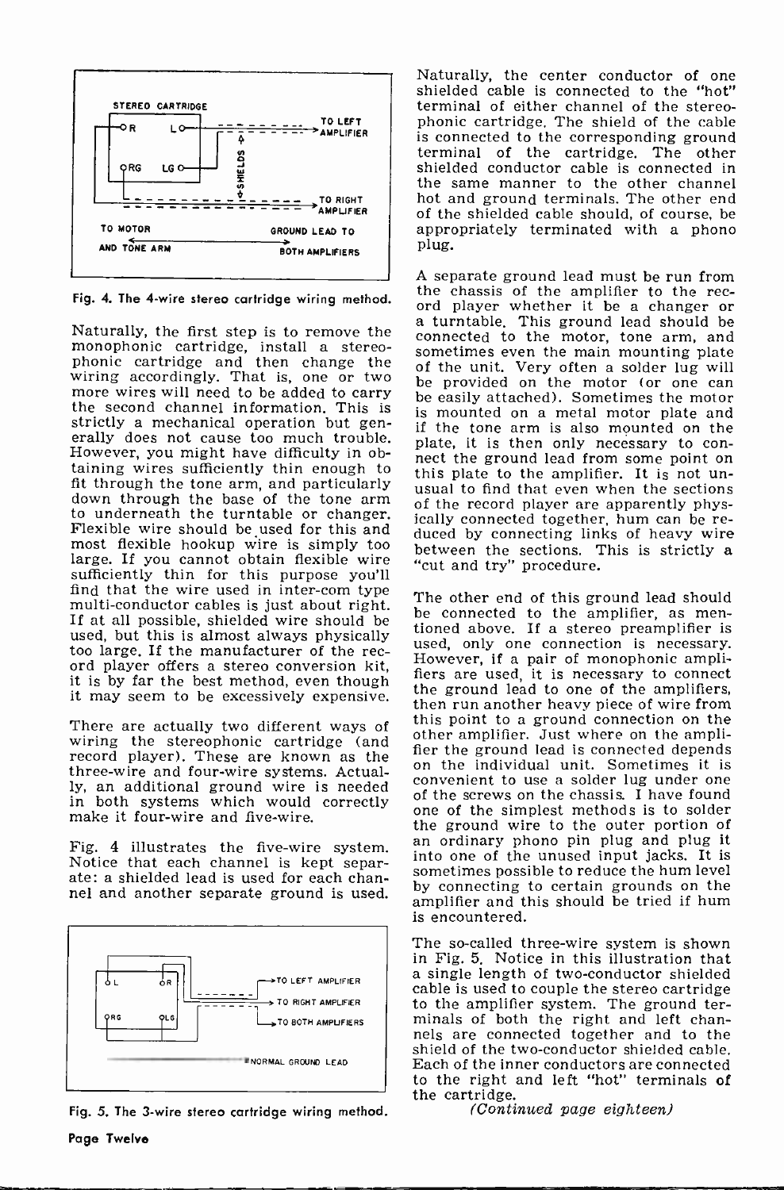STEREO CARTRIDGE

R L

RG LG

SHIELDS

TO LEFT AMPLIFIER

TO RIGHT AMPLIFIER

TO MOTOR AND TONE ARM

GROUND LEAD TO BOTH AMPLIFIERS

Fig. 4. The 4-wire stereo cartridge wiring method.

Naturally, the first step is to remove the monophonic cartridge, install a stereophonic cartridge and then change the wiring accordingly. That is, one or two more wires will need to be added to carry the second channel information. This is strictly a mechanical operation but generally does not cause too much trouble. However, you might have difficulty in obtaining wires sufficiently thin enough to fit through the tone arm, and particularly down through the base of the tone arm to underneath the turntable or changer. Flexible wire should be used for this and most flexible hookup wire is simply too large. If you cannot obtain flexible wire sufficiently thin for this purpose you'll find that the wire used in inter-com type multi-conductor cables is just about right. If at all possible, shielded wire should be used, but this is almost always physically too large. If the manufacturer of the record player offers a stereo conversion kit, it is by far the best method, even though it may seem to be excessively expensive.

There are actually two different ways of wiring the stereophonic cartridge (and record player). These are known as the three-wire and four-wire systems. Actually, an additional ground wire is needed in both systems which would correctly make it four-wire and five-wire.

Fig. 4 illustrates the five-wire system. Notice that each channel is kept separate: a shielded lead is used for each channel and another separate ground is used.

L R

RG LG

TO LEFT AMPLIFIER

TO RIGHT AMPLIFIER

TO BOTH AMPLIFIERS

NORMAL GROUND LEAD

Fig. 5. The 3-wire stereo cartridge wiring method.

Naturally, the center conductor of one shielded cable is connected to the "hot" terminal of either channel of the stereophonic cartridge. The shield of the cable is connected to the corresponding ground terminal of the cartridge. The other shielded conductor cable is connected in the same manner to the other channel hot and ground terminals. The other end of the shielded cable should, of course, be appropriately terminated with a phono plug.

A separate ground lead must be run from the chassis of the amplifier to the record player whether it be a changer or a turntable. This ground lead should be connected to the motor, tone arm, and sometimes even the main mounting plate of the unit. Very often a solder lug will be provided on the motor (or one can be easily attached). Sometimes the motor is mounted on a metal motor plate and if the tone arm is also mounted on the plate, it is then only necessary to connect the ground lead from some point on this plate to the amplifier. It is not unusual to find that even when the sections of the record player are apparently physically connected together, hum can be reduced by connecting links of heavy wire between the sections. This is strictly a "cut and try" procedure.

The other end of this ground lead should be connected to the amplifier, as mentioned above. If a stereo preamplifier is used, only one connection is necessary. However, if a pair of monophonic amplifiers are used, it is necessary to connect the ground lead to one of the amplifiers, then run another heavy piece of wire from this point to a ground connection on the other amplifier. Just where on the amplifier the ground lead is connected depends on the individual unit. Sometimes it is convenient to use a solder lug under one of the screws on the chassis. I have found one of the simplest methods is to solder the ground wire to the outer portion of an ordinary phono pin plug and plug it into one of the unused input jacks. It is sometimes possible to reduce the hum level by connecting to certain grounds on the amplifier and this should be tried if hum is encountered.

The so-called three-wire system is shown in Fig. 5. Notice in this illustration that a single length of two-conductor shielded cable is used to couple the stereo cartridge to the amplifier system. The ground terminals of both the right and left channels are connected together and to the shield of the two-conductor shielded cable. Each of the inner conductors are connected to the right and left "hot" terminals of the cartridge.

*(Continued page eighteen)*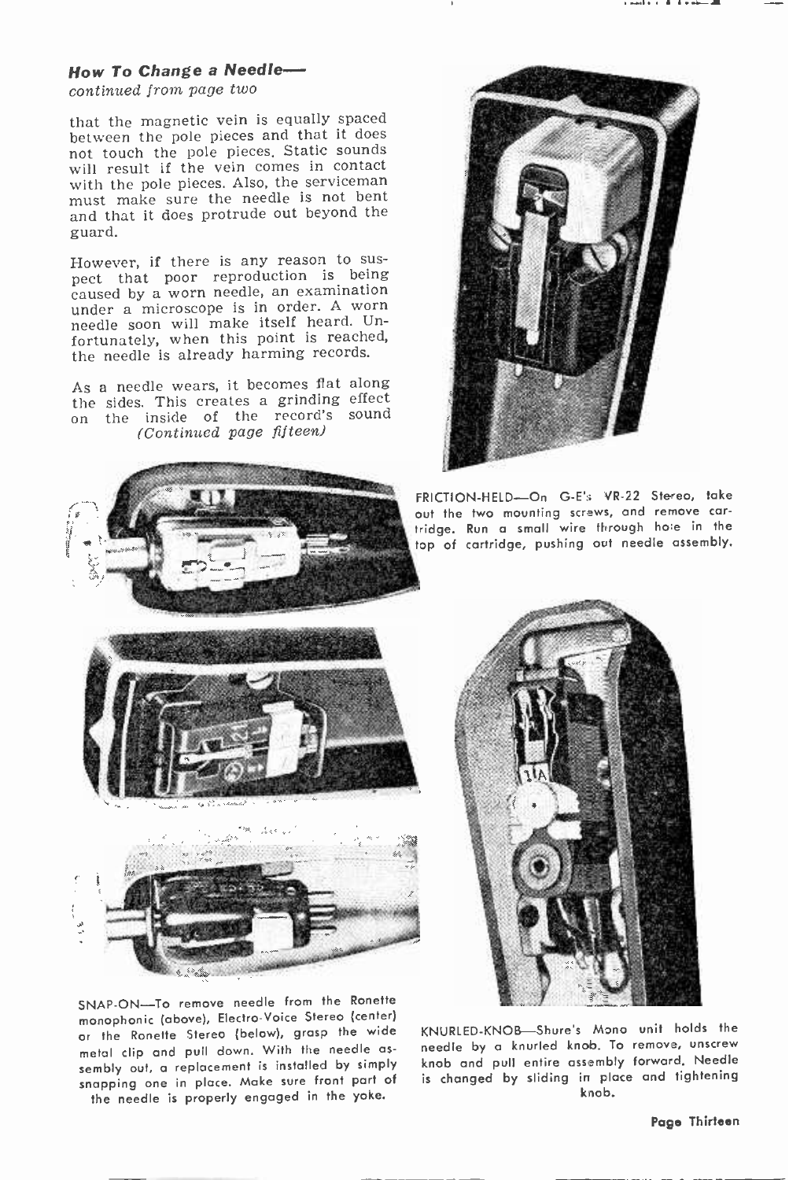### *How To Change a Needle—*

*continued from page two*

that the magnetic vein is equally spaced between the pole pieces and that it does not touch the pole pieces. Static sounds will result if the vein comes in contact with the pole pieces. Also, the serviceman must make sure the needle is not bent and that it does protrude out beyond the guard.

However, if there is any reason to suspect that poor reproduction is being caused by a worn needle, an examination under a microscope is in order. A worn needle soon will make itself heard. Unfortunately, when this point is reached, the needle is already harming records.

As a needle wears, it becomes flat along the sides. This creates a grinding effect on the inside of the record's sound *(Continued page fifteen)*

FRICTION-HELD—On G-E's VR-22 Stereo, take out the two mounting screws, and remove cartridge. Run a small wire through hole in the top of cartridge, pushing out needle assembly.

SNAP-ON—To remove needle from the Ronette monophonic (above), Electro-Voice Stereo (center) or the Ronette Stereo (below), grasp the wide metal clip and pull down. With the needle assembly out, a replacement is installed by simply snapping one in place. Make sure front part of the needle is properly engaged in the yoke.

KNURLED-KNOB—Shure's Mono unit holds the needle by a knurled knob. To remove, unscrew knob and pull entire assembly forward. Needle is changed by sliding in place and tightening knob.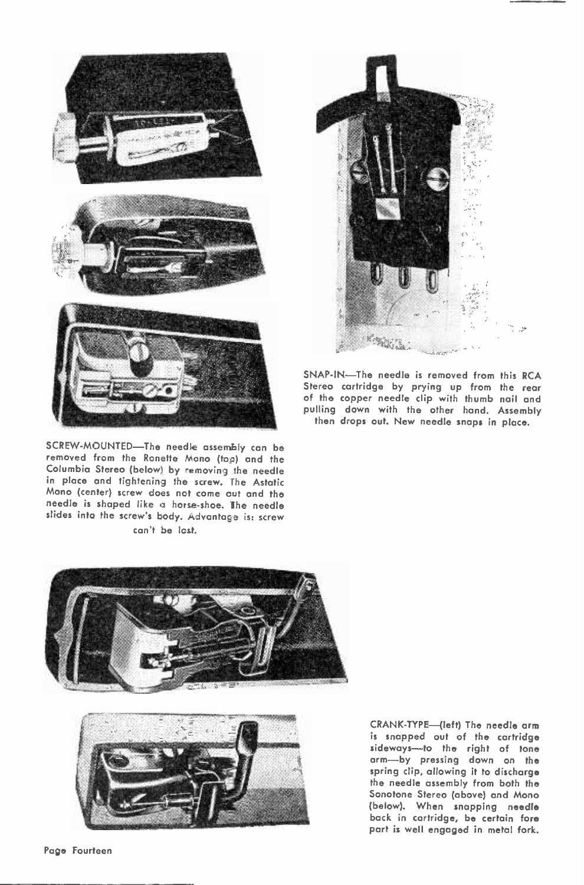SNAP-IN—The needle is removed from this RCA Stereo cartridge by prying up from the rear of the copper needle clip with thumb nail and pulling down with the other hand. Assembly then drops out. New needle snaps in place.

SCREW-MOUNTED—The needle assembly can be removed from the Ronette Mono (top) and the Columbia Stereo (below) by removing the needle in place and tightening the screw. The Astatic Mono (center) screw does not come out and the needle is shaped like a horse-shoe. The needle slides into the screw's body. Advantage is: screw can't be lost.

CRANK-TYPE—(left) The needle arm is snapped out of the cartridge sideways—to the right of tone arm—by pressing down on the spring clip, allowing it to discharge the needle assembly from both the Sonotone Stereo (above) and Mono (below). When snapping needle back in cartridge, be certain fore part is well engaged in metal fork.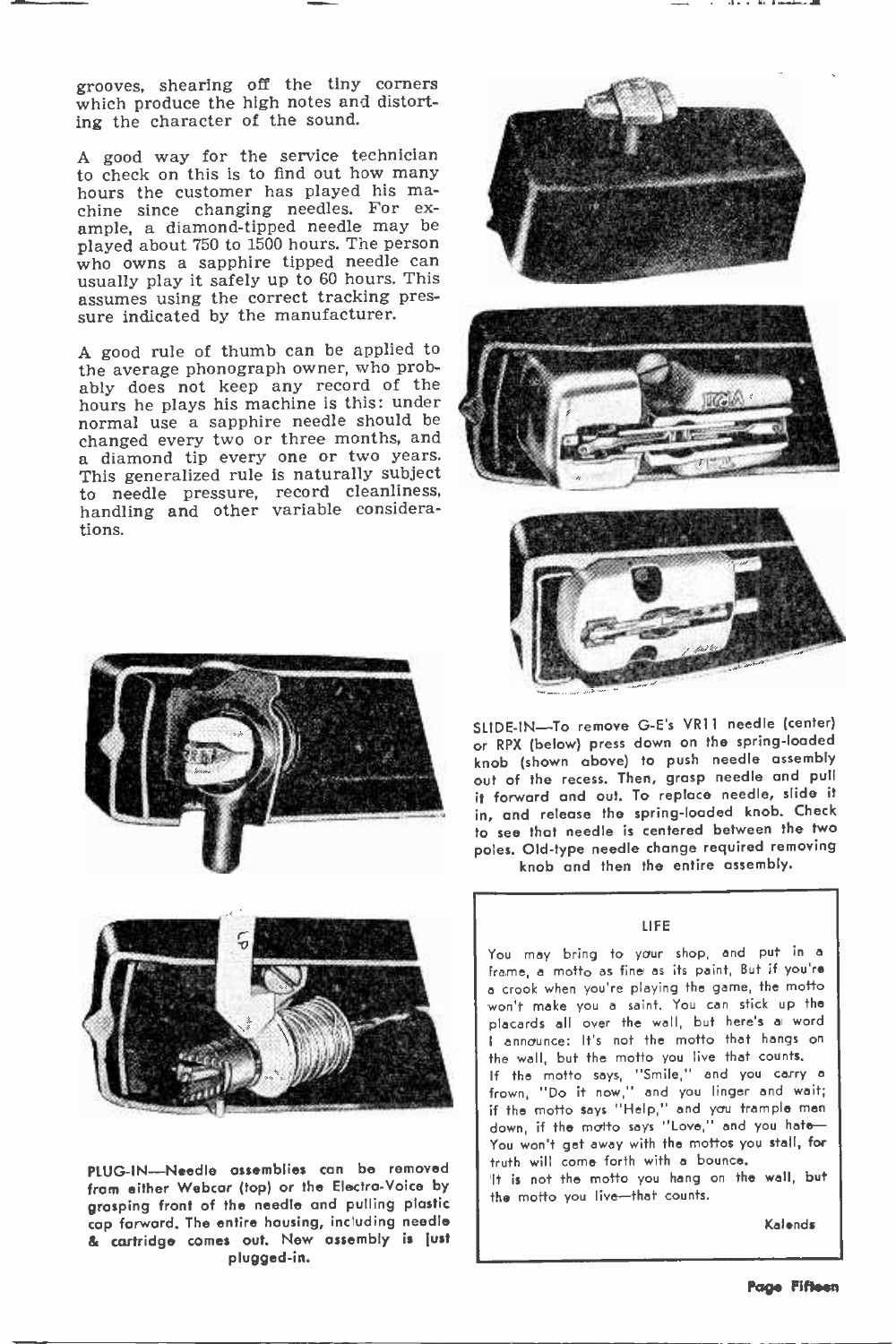grooves, shearing off the tiny corners which produce the high notes and distorting the character of the sound.

A good way for the service technician to check on this is to find out how many hours the customer has played his machine since changing needles. For example, a diamond-tipped needle may be played about 750 to 1500 hours. The person who owns a sapphire tipped needle can usually play it safely up to 60 hours. This assumes using the correct tracking pressure indicated by the manufacturer.

A good rule of thumb can be applied to the average phonograph owner, who probably does not keep any record of the hours he plays his machine is this: under normal use a sapphire needle should be changed every two or three months, and a diamond tip every one or two years. This generalized rule is naturally subject to needle pressure, record cleanliness, handling and other variable considerations.

SLIDE-IN—To remove G-E's VR11 needle (center) or RPX (below) press down on the spring-loaded knob (shown above) to push needle assembly out of the recess. Then, grasp needle and pull it forward and out. To replace needle, slide it in, and release the spring-loaded knob. Check to see that needle is centered between the two poles. Old-type needle change required removing knob and then the entire assembly.

PLUG-IN—Needle assemblies can be removed from either Webcor (top) or the Electro-Voice by grasping front of the needle and pulling plastic cap forward. The entire housing, including needle & cartridge comes out. New assembly is just plugged-in.

### LIFE

You may bring to your shop, and put in a frame, a motto as fine as its paint, But if you're a crook when you're playing the game, the motto won't make you a saint. You can stick up the placards all over the wall, but here's a word I announce: It's not the motto that hangs on the wall, but the motto you live that counts.

If the motto says, "Smile," and you carry a frown, "Do it now," and you linger and wait; if the motto says "Help," and you trample men down, if the motto says "Love," and you hate— You won't get away with the mottos you stall, for truth will come forth with a bounce.

It is not the motto you hang on the wall, but the motto you live—that counts.

Kalends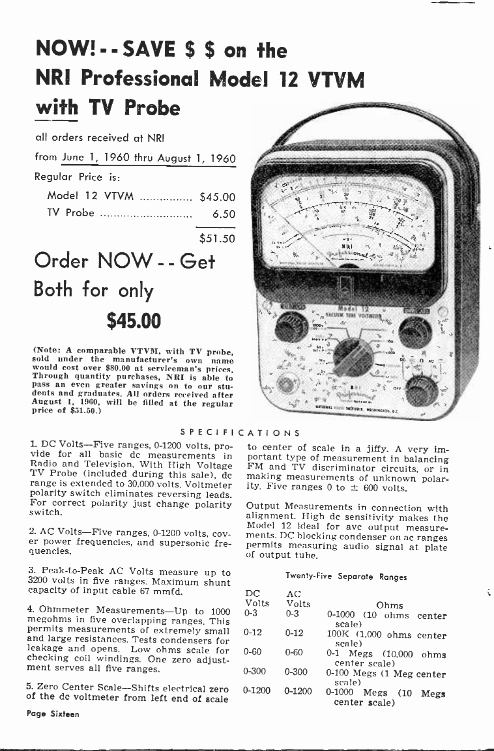# NOW! -- SAVE $ $ on the NRI Professional Model 12 VTVM with TV Probe

all orders received at NRI

from June 1, 1960 thru August 1, 1960

Regular Price is:

| | |
|---|---|
| Model 12 VTVM | $45.00 |
| TV Probe | 6.50 |
| | $51.50 |

## Order NOW -- Get Both for only

## $45.00

**(Note: A comparable VTVM, with TV probe, sold under the manufacturer's own name would cost over $80.00 at serviceman's prices. Through quantity purchases, NRI is able to pass an even greater savings on to our students and graduates. All orders received after August 1, 1960, will be filled at the regular price of $51.50.)**

### SPECIFICATIONS

1. DC Volts—Five ranges, 0-1200 volts, provide for all basic dc measurements in Radio and Television. With High Voltage TV Probe (included during this sale), dc range is extended to 30,000 volts. Voltmeter polarity switch eliminates reversing leads. For correct polarity just change polarity switch.

2. AC Volts—Five ranges, 0-1200 volts, cover power frequencies, and supersonic frequencies.

3. Peak-to-Peak AC Volts measure up to 3200 volts in five ranges. Maximum shunt capacity of input cable 67 mmfd.

4. Ohmmeter Measurements—Up to 1000 megohms in five overlapping ranges. This permits measurements of extremely small and large resistances. Tests condensers for leakage and opens. Low ohms scale for checking coil windings. One zero adjustment serves all five ranges.

5. Zero Center Scale—Shifts electrical zero of the dc voltmeter from left end of scale to center of scale in a jiffy. A very important type of measurement in balancing FM and TV discriminator circuits, or in making measurements of unknown polarity. Five ranges 0 to ± 600 volts.

Output Measurements in connection with alignment. High dc sensitivity makes the Model 12 ideal for avc output measurements. DC blocking condenser on ac ranges permits measuring audio signal at plate of output tube.

#### Twenty-Five Separate Ranges

| DC Volts | AC Volts | Ohms |
|---|---|---|
| 0-3 | 0-3 | 0-1000 (10 ohms center scale) |
| 0-12 | 0-12 | 100K (1,000 ohms center scale) |
| 0-60 | 0-60 | 0-1 Megs (10,000 ohms center scale) |
| 0-300 | 0-300 | 0-100 Megs (1 Meg center scale) |
| 0-1200 | 0-1200 | 0-1000 Megs (10 Megs center scale) |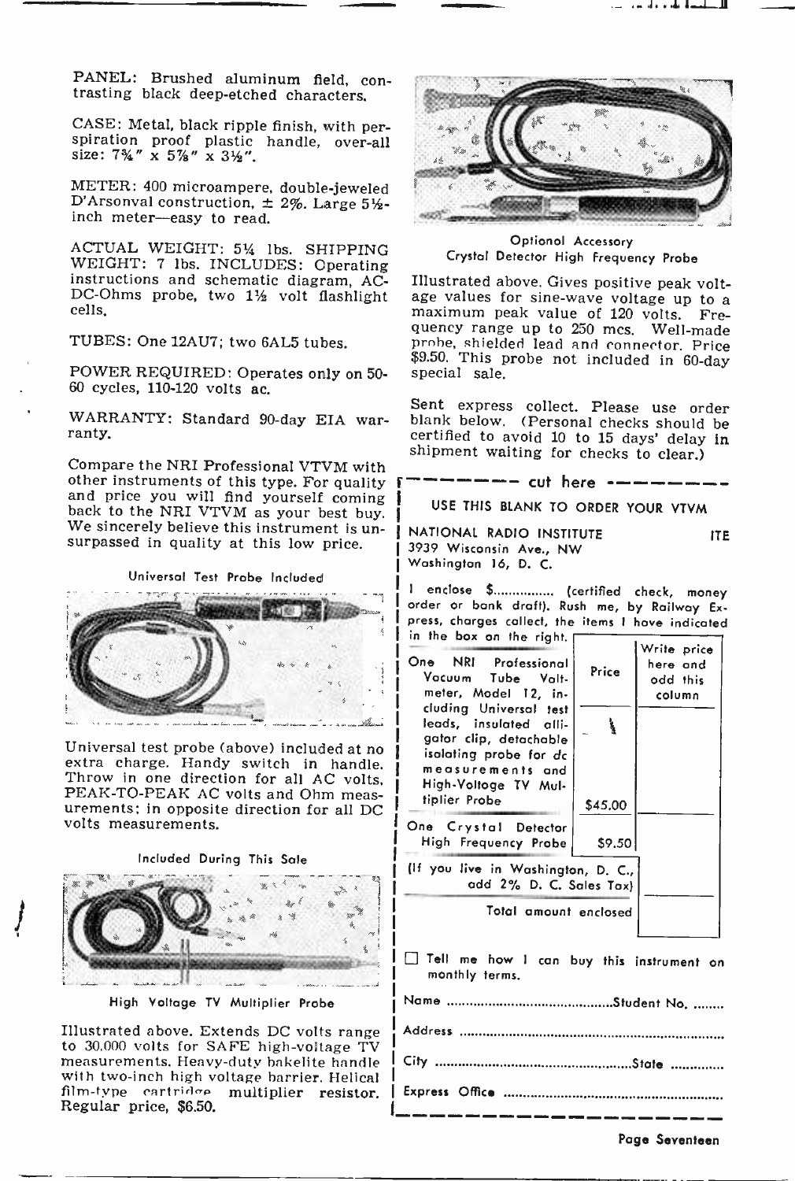PANEL: Brushed aluminum field, contrasting black deep-etched characters.

CASE: Metal, black ripple finish, with perspiration proof plastic handle, over-all size: 7¾" x 5⅞" x 3½".

METER: 400 microampere, double-jeweled D'Arsonval construction, ± 2%. Large 5½-inch meter—easy to read.

ACTUAL WEIGHT: 5¼ lbs. SHIPPING WEIGHT: 7 lbs. INCLUDES: Operating instructions and schematic diagram, AC-DC-Ohms probe, two 1½ volt flashlight cells.

TUBES: One 12AU7; two 6AL5 tubes.

POWER REQUIRED: Operates only on 50-60 cycles, 110-120 volts ac.

WARRANTY: Standard 90-day EIA warranty.

Compare the NRI Professional VTVM with other instruments of this type. For quality and price you will find yourself coming back to the NRI VTVM as your best buy. We sincerely believe this instrument is unsurpassed in quality at this low price.

Universal Test Probe Included

Universal test probe (above) included at no extra charge. Handy switch in handle. Throw in one direction for all AC volts, PEAK-TO-PEAK AC volts and Ohm measurements; in opposite direction for all DC volts measurements.

Included During This Sale

High Voltage TV Multiplier Probe

Illustrated above. Extends DC volts range to 30,000 volts for SAFE high-voltage TV measurements. Heavy-duty bakelite handle with two-inch high voltage barrier. Helical film-type cartridge multiplier resistor. Regular price, $6.50.

Optional Accessory
Crystal Detector High Frequency Probe

Illustrated above. Gives positive peak voltage values for sine-wave voltage up to a maximum peak value of 120 volts. Frequency range up to 250 mcs. Well-made probe, shielded lead and connector. Price $9.50. This probe not included in 60-day special sale.

Sent express collect. Please use order blank below. (Personal checks should be certified to avoid 10 to 15 days' delay in shipment waiting for checks to clear.)

- - - - - - - - cut here - - - - - - - -

USE THIS BLANK TO ORDER YOUR VTVM

NATIONAL RADIO INSTITUTE ITE
3939 Wisconsin Ave., NW
Washington 16, D. C.

I enclose $............... (certified check, money order or bank draft). Rush me, by Railway Express, charges collect, the items I have indicated in the box on the right.

| | Price | Write price here and add this column |
|---|---|---|
| One NRI Professional Vacuum Tube Voltmeter, Model 12, including Universal test leads, insulated alligator clip, detachable isolating probe for dc measurements and High-Voltage TV Multiplier Probe | $45.00 | |
| One Crystal Detector High Frequency Probe | $9.50 | |
| (If you live in Washington, D. C., add 2% D. C. Sales Tax) | | |
| Total amount enclosed | | |

☐ Tell me how I can buy this instrument on monthly terms.

Name ........................................Student No. ........

Address ..................................................................

City ...............................................State .............

Express Office .......................................................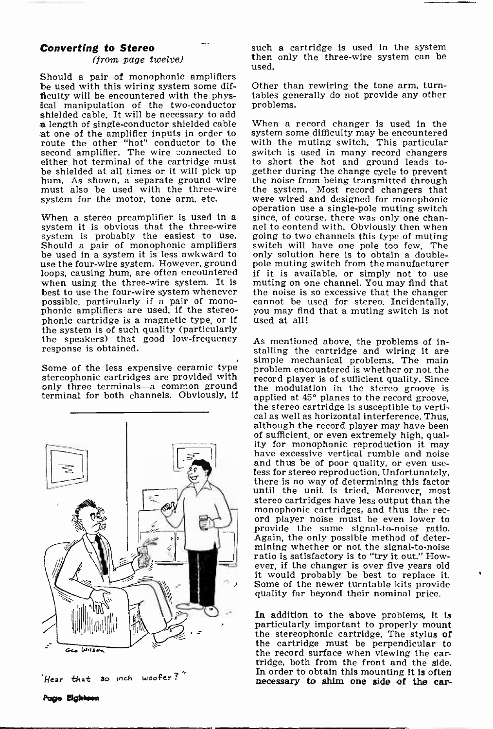## *Converting to Stereo*

*(from page twelve)*

Should a pair of monophonic amplifiers be used with this wiring system some difficulty will be encountered with the physical manipulation of the two-conductor shielded cable. It will be necessary to add a length of single-conductor shielded cable at one of the amplifier inputs in order to route the other "hot" conductor to the second amplifier. The wire connected to either hot terminal of the cartridge must be shielded at all times or it will pick up hum. As shown, a separate ground wire must also be used with the three-wire system for the motor, tone arm, etc.

When a stereo preamplifier is used in a system it is obvious that the three-wire system is probably the easiest to use. Should a pair of monophonic amplifiers be used in a system it is less awkward to use the four-wire system. However, ground loops, causing hum, are often encountered when using the three-wire system. It is best to use the four-wire system whenever possible, particularly if a pair of monophonic amplifiers are used, if the stereophonic cartridge is a magnetic type, or if the system is of such quality (particularly the speakers) that good low-frequency response is obtained.

Some of the less expensive ceramic type stereophonic cartridges are provided with only three terminals—a common ground terminal for both channels. Obviously, if such a cartridge is used in the system then only the three-wire system can be used.

"Hear that 30 inch woofer?"

Other than rewiring the tone arm, turntables generally do not provide any other problems.

When a record changer is used in the system some difficulty may be encountered with the muting switch. This particular switch is used in many record changers to short the hot and ground leads together during the change cycle to prevent the noise from being transmitted through the system. Most record changers that were wired and designed for monophonic operation use a single-pole muting switch since, of course, there was only one channel to contend with. Obviously then when going to two channels this type of muting switch will have one pole too few. The only solution here is to obtain a double-pole muting switch from the manufacturer if it is available, or simply not to use muting on one channel. You may find that the noise is so excessive that the changer cannot be used for stereo. Incidentally, you may find that a muting switch is not used at all!

As mentioned above, the problems of installing the cartridge and wiring it are simple mechanical problems. The main problem encountered is whether or not the record player is of sufficient quality. Since the modulation in the stereo groove is applied at 45° planes to the record groove, the stereo cartridge is susceptible to vertical as well as horizontal interference. Thus, although the record player may have been of sufficient, or even extremely high, quality for monophonic reproduction it may have excessive vertical rumble and noise and thus be of poor quality, or even useless for stereo reproduction. Unfortunately, there is no way of determining this factor until the unit is tried. Moreover, most stereo cartridges have less output than the monophonic cartridges, and thus the record player noise must be even lower to provide the same signal-to-noise ratio. Again, the only possible method of determining whether or not the signal-to-noise ratio is satisfactory is to "try it out." However, if the changer is over five years old it would probably be best to replace it. Some of the newer turntable kits provide quality far beyond their nominal price.

In addition to the above problems, it is particularly important to properly mount the stereophonic cartridge. The stylus of the cartridge must be perpendicular to the record surface when viewing the cartridge, both from the front and the side. In order to obtain this mounting it is often necessary to shim one side of the car-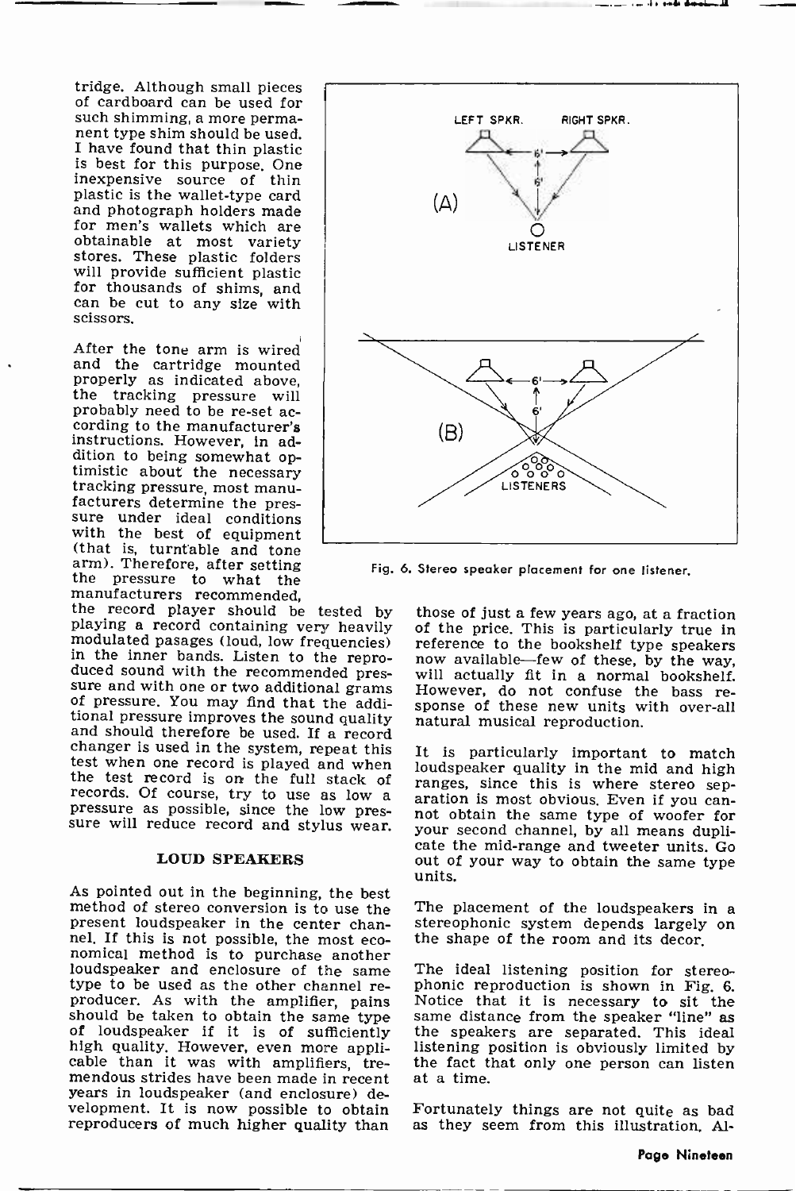tridge. Although small pieces of cardboard can be used for such shimming, a more permanent type shim should be used. I have found that thin plastic is best for this purpose. One inexpensive source of thin plastic is the wallet-type card and photograph holders made for men's wallets which are obtainable at most variety stores. These plastic folders will provide sufficient plastic for thousands of shims, and can be cut to any size with scissors.

After the tone arm is wired and the cartridge mounted properly as indicated above, the tracking pressure will probably need to be re-set according to the manufacturer's instructions. However, in addition to being somewhat optimistic about the necessary tracking pressure, most manufacturers determine the pressure under ideal conditions with the best of equipment (that is, turntable and tone arm). Therefore, after setting the pressure to what the manufacturers recommended, the record player should be tested by playing a record containing very heavily modulated pasages (loud, low frequencies) in the inner bands. Listen to the reproduced sound with the recommended pressure and with one or two additional grams of pressure. You may find that the additional pressure improves the sound quality and should therefore be used. If a record changer is used in the system, repeat this test when one record is played and when the test record is on the full stack of records. Of course, try to use as low a pressure as possible, since the low pressure will reduce record and stylus wear.

Fig. 6. Stereo speaker placement for one listener.

## LOUD SPEAKERS

As pointed out in the beginning, the best method of stereo conversion is to use the present loudspeaker in the center channel. If this is not possible, the most economical method is to purchase another loudspeaker and enclosure of the same type to be used as the other channel reproducer. As with the amplifier, pains should be taken to obtain the same type of loudspeaker if it is of sufficiently high quality. However, even more applicable than it was with amplifiers, tremendous strides have been made in recent years in loudspeaker (and enclosure) development. It is now possible to obtain reproducers of much higher quality than those of just a few years ago, at a fraction of the price. This is particularly true in reference to the bookshelf type speakers now available—few of these, by the way, will actually fit in a normal bookshelf. However, do not confuse the bass response of these new units with over-all natural musical reproduction.

It is particularly important to match loudspeaker quality in the mid and high ranges, since this is where stereo separation is most obvious. Even if you cannot obtain the same type of woofer for your second channel, by all means duplicate the mid-range and tweeter units. Go out of your way to obtain the same type units.

The placement of the loudspeakers in a stereophonic system depends largely on the shape of the room and its decor.

The ideal listening position for stereophonic reproduction is shown in Fig. 6. Notice that it is necessary to sit the same distance from the speaker "line" as the speakers are separated. This ideal listening position is obviously limited by the fact that only one person can listen at a time.

Fortunately things are not quite as bad as they seem from this illustration. Al-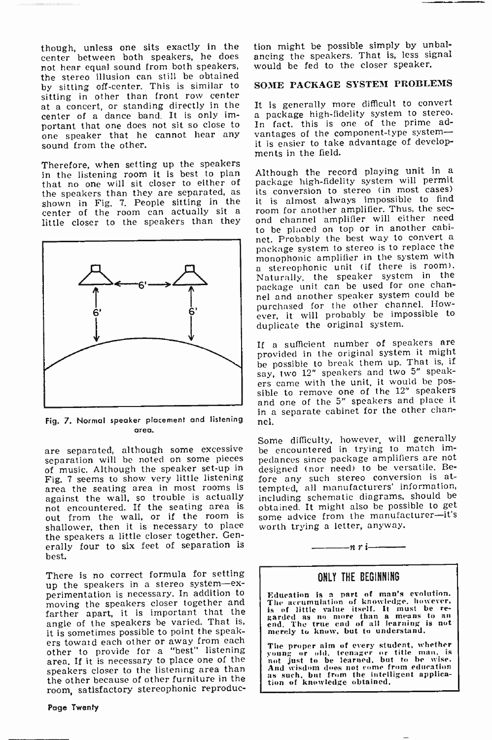though, unless one sits exactly in the center between both speakers, he does not hear equal sound from both speakers, the stereo illusion can still be obtained by sitting off-center. This is similar to sitting in other than front row center at a concert, or standing directly in the center of a dance band. It is only important that one does not sit so close to one speaker that he cannot hear any sound from the other.

Therefore, when setting up the speakers in the listening room it is best to plan that no one will sit closer to either of the speakers than they are separated, as shown in Fig. 7. People sitting in the center of the room can actually sit a little closer to the speakers than they are separated, although some excessive separation will be noted on some pieces of music. Although the speaker set-up in Fig. 7 seems to show very little listening area the seating area in most rooms is against the wall, so trouble is actually not encountered. If the seating area is out from the wall, or if the room is shallower, then it is necessary to place the speakers a little closer together. Generally four to six feet of separation is best.

Fig. 7. Normal speaker placement and listening area.

There is no correct formula for setting up the speakers in a stereo system—experimentation is necessary. In addition to moving the speakers closer together and farther apart, it is important that the angle of the speakers be varied. That is, it is sometimes possible to point the speakers toward each other or away from each other to provide for a "best" listening area. If it is necessary to place one of the speakers closer to the listening area than the other because of other furniture in the room, satisfactory stereophonic reproduction might be possible simply by unbalancing the speakers. That is, less signal would be fed to the closer speaker.

## SOME PACKAGE SYSTEM PROBLEMS

It is generally more difficult to convert a package high-fidelity system to stereo. In fact, this is one of the prime advantages of the component-type system—it is easier to take advantage of developments in the field.

Although the record playing unit in a package high-fidelity system will permit its conversion to stereo (in most cases) it is almost always impossible to find room for another amplifier. Thus, the second channel amplifier will either need to be placed on top or in another cabinet. Probably the best way to convert a package system to stereo is to replace the monophonic amplifier in the system with a stereophonic unit (if there is room). Naturally, the speaker system in the package unit can be used for one channel and another speaker system could be purchased for the other channel. However, it will probably be impossible to duplicate the original system.

If a sufficient number of speakers are provided in the original system it might be possible to break them up. That is, if say, two 12" speakers and two 5" speakers came with the unit, it would be possible to remove one of the 12" speakers and one of the 5" speakers and place it in a separate cabinet for the other channel.

Some difficulty, however, will generally be encountered in trying to match impedances since package amplifiers are not designed (nor need) to be versatile. Before any such stereo conversion is attempted, all manufacturers' information, including schematic diagrams, should be obtained. It might also be possible to get some advice from the manufacturer—it's worth trying a letter, anyway.

—*n r i*—

## ONLY THE BEGINNING

Education is a part of man's evolution. The accumulation of knowledge, however, is of little value itself. It must be regarded as no more than a means to an end. The true end of all learning is not merely to know, but to understand.

The proper aim of every student, whether young or old, teenager or title man, is not just to be learned, but to be wise. And wisdom does not come from education as such, but from the intelligent application of knowledge obtained.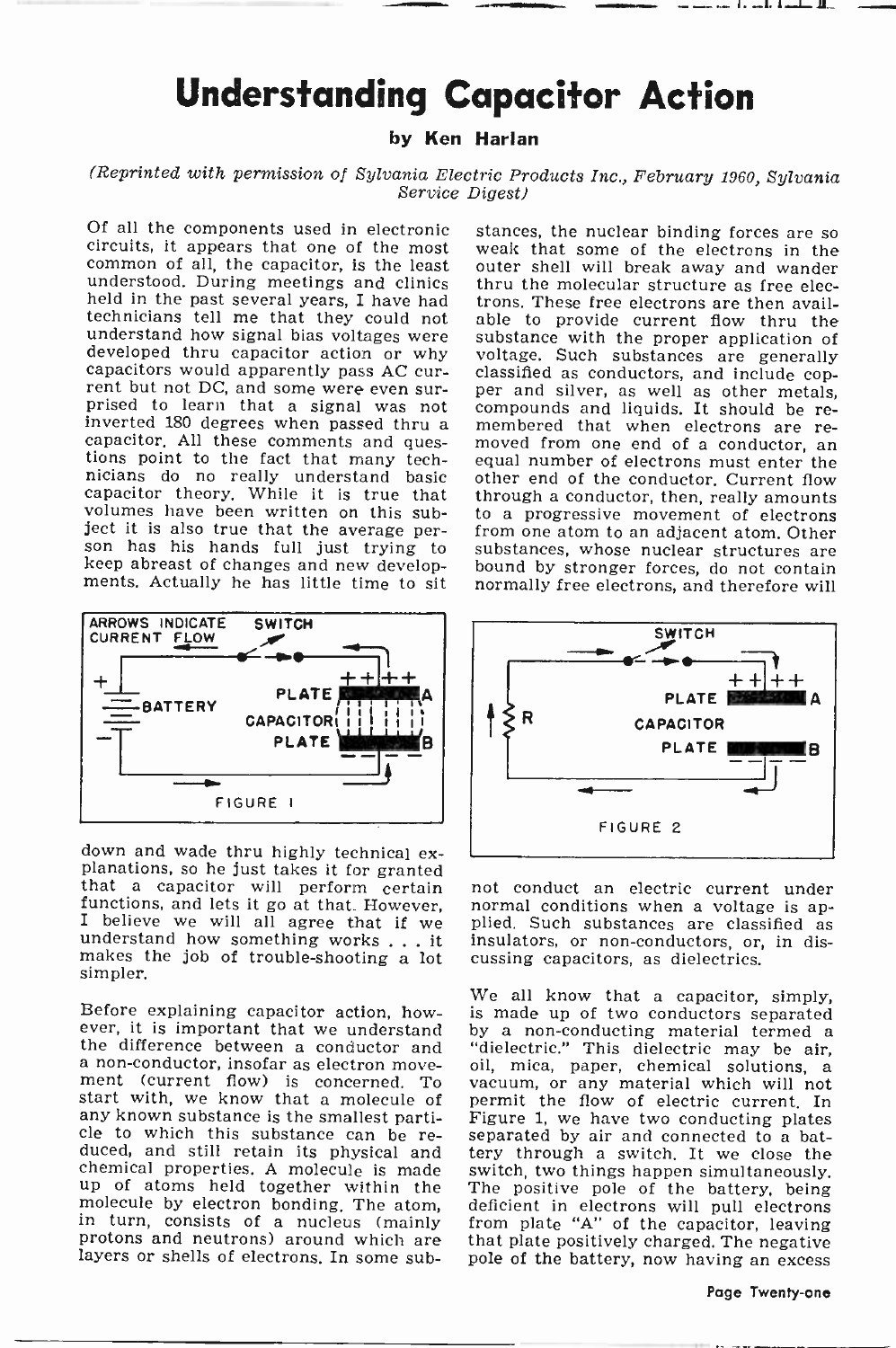# Understanding Capacitor Action

**by Ken Harlan**

*(Reprinted with permission of Sylvania Electric Products Inc., February 1960, Sylvania Service Digest)*

Of all the components used in electronic circuits, it appears that one of the most common of all, the capacitor, is the least understood. During meetings and clinics held in the past several years, I have had technicians tell me that they could not understand how signal bias voltages were developed thru capacitor action or why capacitors would apparently pass AC current but not DC, and some were even surprised to learn that a signal was not inverted 180 degrees when passed thru a capacitor. All these comments and questions point to the fact that many technicians do no really understand basic capacitor theory. While it is true that volumes have been written on this subject it is also true that the average person has his hands full just trying to keep abreast of changes and new developments. Actually he has little time to sit down and wade thru highly technical explanations, so he just takes it for granted that a capacitor will perform certain functions, and lets it go at that. However, I believe we will all agree that if we understand how something works . . . it makes the job of trouble-shooting a lot simpler.

Before explaining capacitor action, however, it is important that we understand the difference between a conductor and a non-conductor, insofar as electron movement (current flow) is concerned. To start with, we know that a molecule of any known substance is the smallest particle to which this substance can be reduced, and still retain its physical and chemical properties. A molecule is made up of atoms held together within the molecule by electron bonding. The atom, in turn, consists of a nucleus (mainly protons and neutrons) around which are layers or shells of electrons. In some substances, the nuclear binding forces are so weak that some of the electrons in the outer shell will break away and wander thru the molecular structure as free electrons. These free electrons are then available to provide current flow thru the substance with the proper application of voltage. Such substances are generally classified as conductors, and include copper and silver, as well as other metals, compounds and liquids. It should be remembered that when electrons are removed from one end of a conductor, an equal number of electrons must enter the other end of the conductor. Current flow through a conductor, then, really amounts to a progressive movement of electrons from one atom to an adjacent atom. Other substances, whose nuclear structures are bound by stronger forces, do not contain normally free electrons, and therefore will not conduct an electric current under normal conditions when a voltage is applied. Such substances are classified as insulators, or non-conductors, or, in discussing capacitors, as dielectrics.

FIGURE 1

FIGURE 2

We all know that a capacitor, simply, is made up of two conductors separated by a non-conducting material termed a "dielectric." This dielectric may be air, oil, mica, paper, chemical solutions, a vacuum, or any material which will not permit the flow of electric current. In Figure 1, we have two conducting plates separated by air and connected to a battery through a switch. It we close the switch, two things happen simultaneously. The positive pole of the battery, being deficient in electrons will pull electrons from plate "A" of the capacitor, leaving that plate positively charged. The negative pole of the battery, now having an excess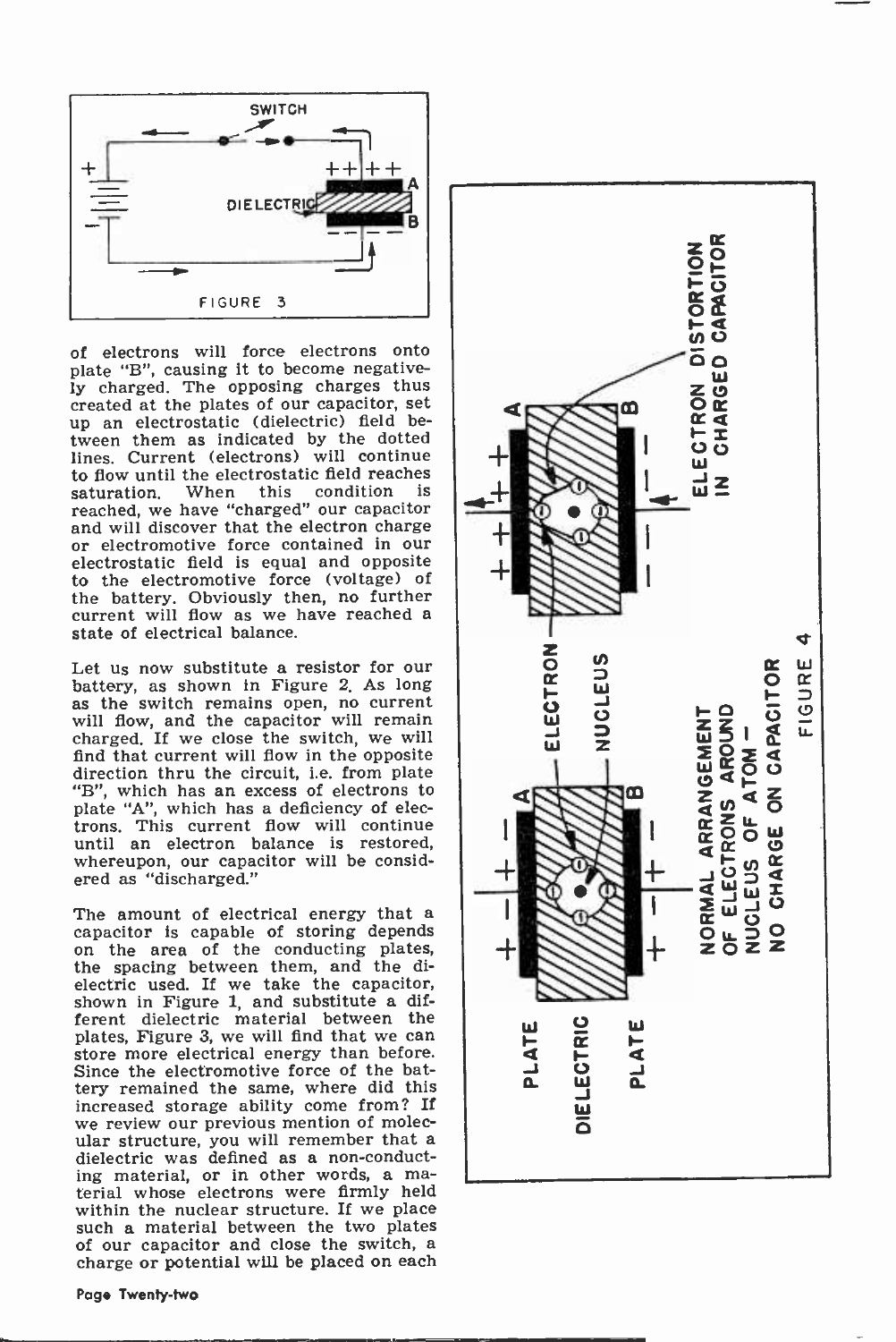FIGURE 3

of electrons will force electrons onto plate "B", causing it to become negatively charged. The opposing charges thus created at the plates of our capacitor, set up an electrostatic (dielectric) field between them as indicated by the dotted lines. Current (electrons) will continue to flow until the electrostatic field reaches saturation. When this condition is reached, we have "charged" our capacitor and will discover that the electron charge or electromotive force contained in our electrostatic field is equal and opposite to the electromotive force (voltage) of the battery. Obviously then, no further current will flow as we have reached a state of electrical balance.

Let us now substitute a resistor for our battery, as shown in Figure 2. As long as the switch remains open, no current will flow, and the capacitor will remain charged. If we close the switch, we will find that current will flow in the opposite direction thru the circuit, i.e. from plate "B", which has an excess of electrons to plate "A", which has a deficiency of electrons. This current flow will continue until an electron balance is restored, whereupon, our capacitor will be considered as "discharged."

The amount of electrical energy that a capacitor is capable of storing depends on the area of the conducting plates, the spacing between them, and the dielectric used. If we take the capacitor, shown in Figure 1, and substitute a different dielectric material between the plates, Figure 3, we will find that we can store more electrical energy than before. Since the electromotive force of the battery remained the same, where did this increased storage ability come from? If we review our previous mention of molecular structure, you will remember that a dielectric was defined as a non-conducting material, or in other words, a material whose electrons were firmly held within the nuclear structure. If we place such a material between the two plates of our capacitor and close the switch, a charge or potential will be placed on each

FIGURE 4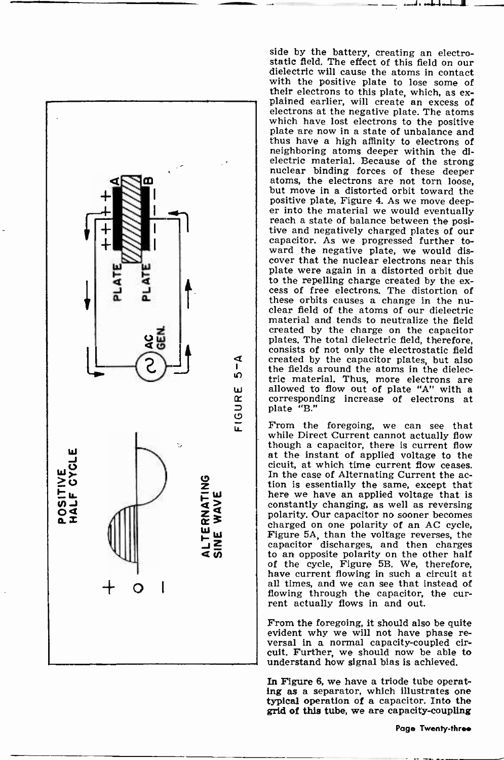side by the battery, creating an electrostatic field. The effect of this field on our dielectric will cause the atoms in contact with the positive plate to lose some of their electrons to this plate, which, as explained earlier, will create an excess of electrons at the negative plate. The atoms which have lost electrons to the positive plate are now in a state of unbalance and thus have a high affinity to electrons of neighboring atoms deeper within the dielectric material. Because of the strong nuclear binding forces of these deeper atoms, the electrons are not torn loose, but move in a distorted orbit toward the positive plate, Figure 4. As we move deeper into the material we would eventually reach a state of balance between the positive and negatively charged plates of our capacitor. As we progressed further toward the negative plate, we would discover that the nuclear electrons near this plate were again in a distorted orbit due to the repelling charge created by the excess of free electrons. The distortion of these orbits causes a change in the nuclear field of the atoms of our dielectric material and tends to neutralize the field created by the charge on the capacitor plates. The total dielectric field, therefore, consists of not only the electrostatic field created by the capacitor plates, but also the fields around the atoms in the dielectric material. Thus, more electrons are allowed to flow out of plate "A" with a corresponding increase of electrons at plate "B."

From the foregoing, we can see that while Direct Current cannot actually flow though a capacitor, there is current flow at the instant of applied voltage to the cicuit, at which time current flow ceases. In the case of Alternating Current the action is essentially the same, except that here we have an applied voltage that is constantly changing, as well as reversing polarity. Our capacitor no sooner becomes charged on one polarity of an AC cycle, Figure 5A, than the voltage reverses, the capacitor discharges, and then charges to an opposite polarity on the other half of the cycle, Figure 5B. We, therefore, have current flowing in such a circuit at all times, and we can see that instead of flowing through the capacitor, the current actually flows in and out.

From the foregoing, it should also be quite evident why we will not have phase reversal in a normal capacity-coupled circuit. Further, we should now be able to understand how signal bias is achieved.

In Figure 6, we have a triode tube operating as a separator, which illustrates one typical operation of a capacitor. Into the grid of this tube, we are capacity-coupling

POSITIVE HALF CYCLE

ALTERNATING SINE WAVE

FIGURE 5-A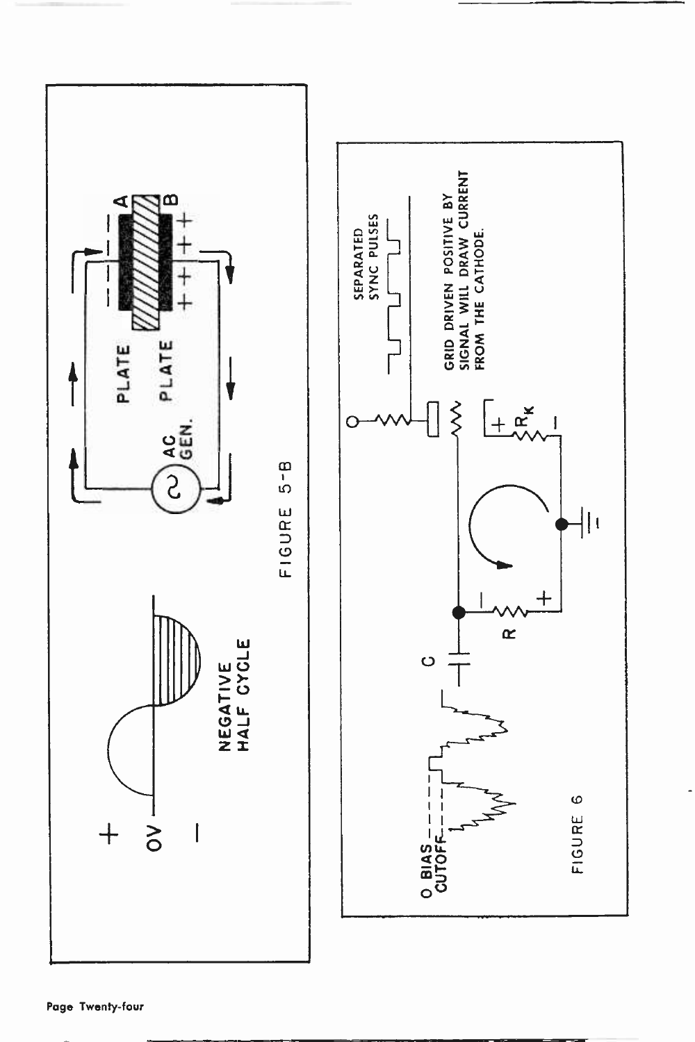+

OV

−

NEGATIVE HALF CYCLE

AC GEN.

PLATE

PLATE

A

B

FIGURE 5-B

SEPARATED SYNC PULSES

GRID DRIVEN POSITIVE BY SIGNAL WILL DRAW CURRENT FROM THE CATHODE.

$R_K$

C

R

O BIAS

CUTOFF

FIGURE 6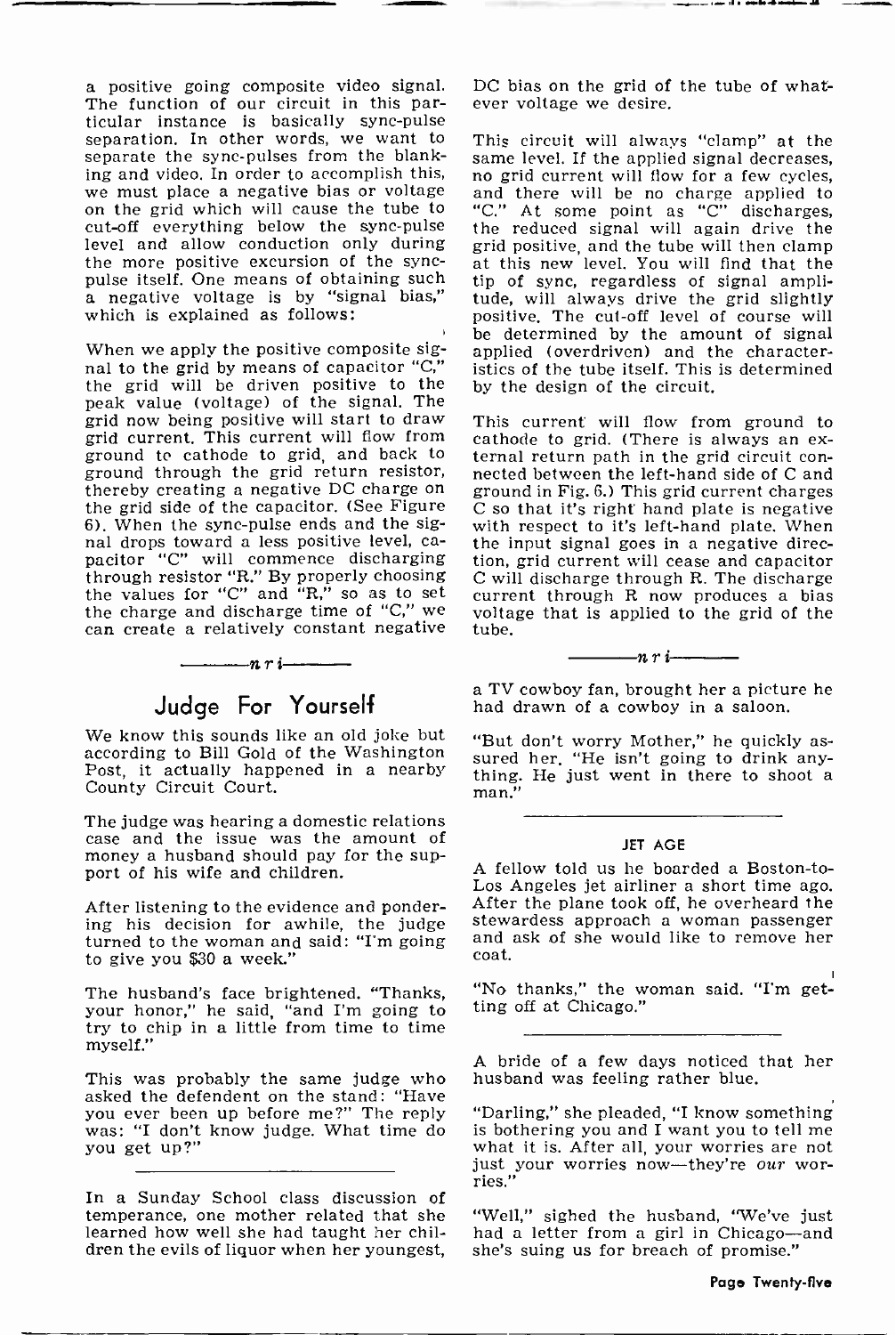a positive going composite video signal. The function of our circuit in this particular instance is basically sync-pulse separation. In other words, we want to separate the sync-pulses from the blanking and video. In order to accomplish this, we must place a negative bias or voltage on the grid which will cause the tube to cut-off everything below the sync-pulse level and allow conduction only during the more positive excursion of the sync-pulse itself. One means of obtaining such a negative voltage is by "signal bias," which is explained as follows:

When we apply the positive composite signal to the grid by means of capacitor "C," the grid will be driven positive to the peak value (voltage) of the signal. The grid now being positive will start to draw grid current. This current will flow from ground to cathode to grid, and back to ground through the grid return resistor, thereby creating a negative DC charge on the grid side of the capacitor. (See Figure 6). When the sync-pulse ends and the signal drops toward a less positive level, capacitor "C" will commence discharging through resistor "R." By properly choosing the values for "C" and "R," so as to set the charge and discharge time of "C," we can create a relatively constant negative DC bias on the grid of the tube of whatever voltage we desire.

This circuit will always "clamp" at the same level. If the applied signal decreases, no grid current will flow for a few cycles, and there will be no charge applied to "C." At some point as "C" discharges, the reduced signal will again drive the grid positive, and the tube will then clamp at this new level. You will find that the tip of sync, regardless of signal amplitude, will always drive the grid slightly positive. The cut-off level of course will be determined by the amount of signal applied (overdriven) and the characteristics of the tube itself. This is determined by the design of the circuit.

This current will flow from ground to cathode to grid. (There is always an external return path in the grid circuit connected between the left-hand side of C and ground in Fig. 6.) This grid current charges C so that it's right hand plate is negative with respect to it's left-hand plate. When the input signal goes in a negative direction, grid current will cease and capacitor C will discharge through R. The discharge current through R now produces a bias voltage that is applied to the grid of the tube.

*n r i*

## Judge For Yourself

We know this sounds like an old joke but according to Bill Gold of the Washington Post, it actually happened in a nearby County Circuit Court.

The judge was hearing a domestic relations case and the issue was the amount of money a husband should pay for the support of his wife and children.

After listening to the evidence and pondering his decision for awhile, the judge turned to the woman and said: "I'm going to give you $30 a week."

The husband's face brightened. "Thanks, your honor," he said, "and I'm going to try to chip in a little from time to time myself."

This was probably the same judge who asked the defendent on the stand: "Have you ever been up before me?" The reply was: "I don't know judge. What time do you get up?"

---

In a Sunday School class discussion of temperance, one mother related that she learned how well she had taught her children the evils of liquor when her youngest, a TV cowboy fan, brought her a picture he had drawn of a cowboy in a saloon.

"But don't worry Mother," he quickly assured her. "He isn't going to drink anything. He just went in there to shoot a man."

---

### JET AGE

A fellow told us he boarded a Boston-to-Los Angeles jet airliner a short time ago. After the plane took off, he overheard the stewardess approach a woman passenger and ask of she would like to remove her coat.

"No thanks," the woman said. "I'm getting off at Chicago."

---

A bride of a few days noticed that her husband was feeling rather blue.

"Darling," she pleaded, "I know something is bothering you and I want you to tell me what it is. After all, your worries are not just your worries now—they're *our* worries."

"Well," sighed the husband, "We've just had a letter from a girl in Chicago—and she's suing us for breach of promise."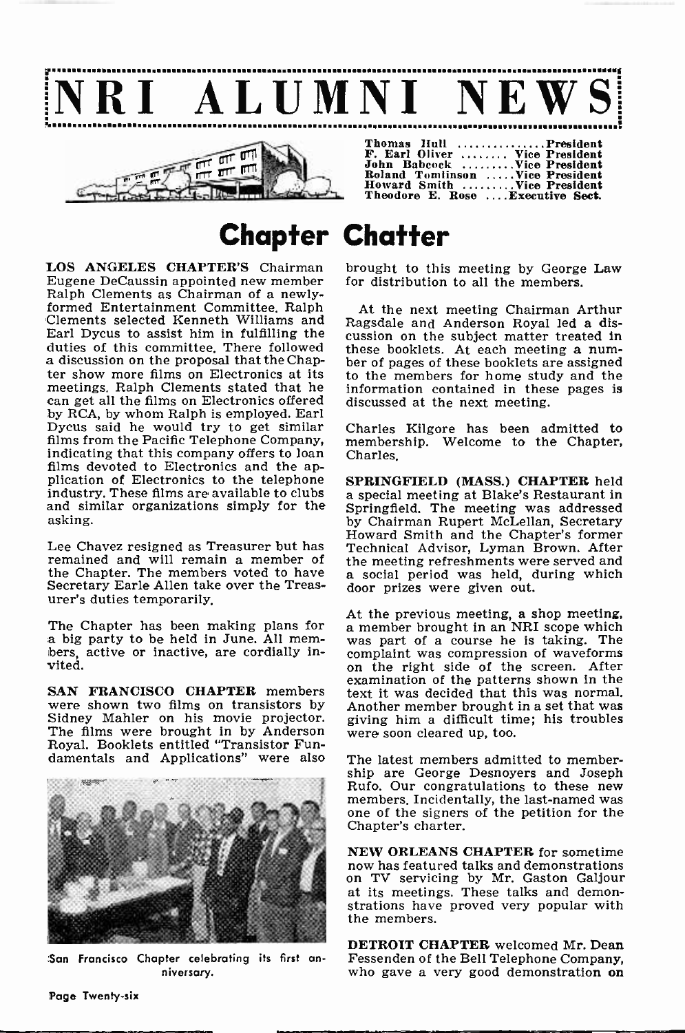# NRI ALUMNI NEWS

Thomas Hull .............. President
F. Earl Oliver ........ Vice President
John Babcock ......... Vice President
Roland Tomlinson ..... Vice President
Howard Smith ......... Vice President
Theodore E. Rose .... Executive Sect.

## Chapter Chatter

**LOS ANGELES CHAPTER'S** Chairman Eugene DeCaussin appointed new member Ralph Clements as Chairman of a newly-formed Entertainment Committee. Ralph Clements selected Kenneth Williams and Earl Dycus to assist him in fulfilling the duties of this committee. There followed a discussion on the proposal that the Chapter show more films on Electronics at its meetings. Ralph Clements stated that he can get all the films on Electronics offered by RCA, by whom Ralph is employed. Earl Dycus said he would try to get similar films from the Pacific Telephone Company, indicating that this company offers to loan films devoted to Electronics and the application of Electronics to the telephone industry. These films are available to clubs and similar organizations simply for the asking.

Lee Chavez resigned as Treasurer but has remained and will remain a member of the Chapter. The members voted to have Secretary Earle Allen take over the Treasurer's duties temporarily.

The Chapter has been making plans for a big party to be held in June. All members, active or inactive, are cordially invited.

**SAN FRANCISCO CHAPTER** members were shown two films on transistors by Sidney Mahler on his movie projector. The films were brought in by Anderson Royal. Booklets entitled "Transistor Fundamentals and Applications" were also brought to this meeting by George Law for distribution to all the members.

San Francisco Chapter celebrating its first anniversary.

At the next meeting Chairman Arthur Ragsdale and Anderson Royal led a discussion on the subject matter treated in these booklets. At each meeting a number of pages of these booklets are assigned to the members for home study and the information contained in these pages is discussed at the next meeting.

Charles Kilgore has been admitted to membership. Welcome to the Chapter, Charles.

**SPRINGFIELD (MASS.) CHAPTER** held a special meeting at Blake's Restaurant in Springfield. The meeting was addressed by Chairman Rupert McLellan, Secretary Howard Smith and the Chapter's former Technical Advisor, Lyman Brown. After the meeting refreshments were served and a social period was held, during which door prizes were given out.

At the previous meeting, a shop meeting, a member brought in an NRI scope which was part of a course he is taking. The complaint was compression of waveforms on the right side of the screen. After examination of the patterns shown in the text it was decided that this was normal. Another member brought in a set that was giving him a difficult time; his troubles were soon cleared up, too.

The latest members admitted to membership are George Desnoyers and Joseph Rufo. Our congratulations to these new members. Incidentally, the last-named was one of the signers of the petition for the Chapter's charter.

**NEW ORLEANS CHAPTER** for sometime now has featured talks and demonstrations on TV servicing by Mr. Gaston Galjour at its meetings. These talks and demonstrations have proved very popular with the members.

**DETROIT CHAPTER** welcomed Mr. Dean Fessenden of the Bell Telephone Company, who gave a very good demonstration on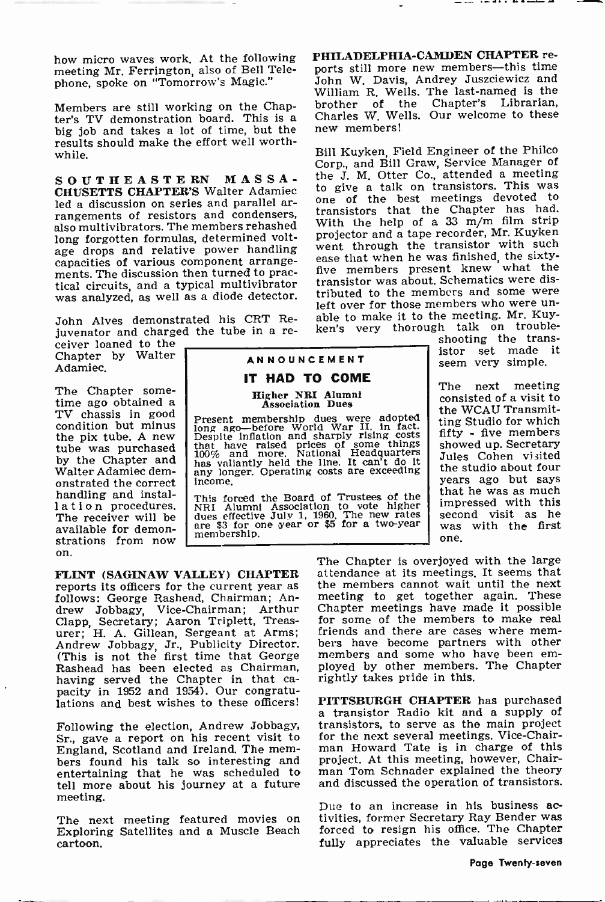how micro waves work. At the following meeting Mr. Ferrington, also of Bell Telephone, spoke on "Tomorrow's Magic."

Members are still working on the Chapter's TV demonstration board. This is a big job and takes a lot of time, but the results should make the effort well worthwhile.

**SOUTHEASTERN MASSACHUSETTS CHAPTER'S** Walter Adamiec led a discussion on series and parallel arrangements of resistors and condensers, also multivibrators. The members rehashed long forgotten formulas, determined voltage drops and relative power handling capacities of various component arrangements. The discussion then turned to practical circuits, and a typical multivibrator was analyzed, as well as a diode detector.

John Alves demonstrated his CRT Rejuvenator and charged the tube in a receiver loaned to the Chapter by Walter Adamiec.

The Chapter sometime ago obtained a TV chassis in good condition but minus the pix tube. A new tube was purchased by the Chapter and Walter Adamiec demonstrated the correct handling and installation procedures. The receiver will be available for demonstrations from now on.

> **ANNOUNCEMENT**
>
> ## IT HAD TO COME
>
> **Higher NRI Alumni Association Dues**
>
> Present membership dues were adopted long ago—before World War II, in fact. Despite inflation and sharply rising costs that have raised prices of some things 100% and more, National Headquarters has valiantly held the line. It can't do it any longer. Operating costs are exceeding income.
>
> This forced the Board of Trustees of the NRI Alumni Association to vote higher dues effective July 1, 1960. The new rates are $3 for one year or $5 for a two-year membership.

**FLINT (SAGINAW VALLEY) CHAPTER** reports its officers for the current year as follows: George Rashead, Chairman; Andrew Jobbagy, Vice-Chairman; Arthur Clapp, Secretary; Aaron Triplett, Treasurer; H. A. Gillean, Sergeant at Arms; Andrew Jobbagy, Jr., Publicity Director. (This is not the first time that George Rashead has been elected as Chairman, having served the Chapter in that capacity in 1952 and 1954). Our congratulations and best wishes to these officers!

Following the election, Andrew Jobbagy, Sr., gave a report on his recent visit to England, Scotland and Ireland. The members found his talk so interesting and entertaining that he was scheduled to tell more about his journey at a future meeting.

The next meeting featured movies on Exploring Satellites and a Muscle Beach cartoon.

**PHILADELPHIA-CAMDEN CHAPTER** reports still more new members—this time John W. Davis, Andrey Juszciewicz and William R. Wells. The last-named is the brother of the Chapter's Librarian, Charles W. Wells. Our welcome to these new members!

Bill Kuyken, Field Engineer of the Philco Corp., and Bill Graw, Service Manager of the J. M. Otter Co., attended a meeting to give a talk on transistors. This was one of the best meetings devoted to transistors that the Chapter has had. With the help of a 33 m/m film strip projector and a tape recorder, Mr. Kuyken went through the transistor with such ease that when he was finished, the sixty-five members present knew what the transistor was about. Schematics were distributed to the members and some were left over for those members who were unable to make it to the meeting. Mr. Kuyken's very thorough talk on trouble-shooting the transistor set made it seem very simple.

The next meeting consisted of a visit to the WCAU Transmitting Studio for which fifty - five members showed up. Secretary Jules Cohen visited the studio about four years ago but says that he was as much impressed with this second visit as he was with the first one.

The Chapter is overjoyed with the large attendance at its meetings. It seems that the members cannot wait until the next meeting to get together again. These Chapter meetings have made it possible for some of the members to make real friends and there are cases where members have become partners with other members and some who have been employed by other members. The Chapter rightly takes pride in this.

**PITTSBURGH CHAPTER** has purchased a transistor Radio kit and a supply of transistors, to serve as the main project for the next several meetings. Vice-Chairman Howard Tate is in charge of this project. At this meeting, however, Chairman Tom Schnader explained the theory and discussed the operation of transistors.

Due to an increase in his business activities, former Secretary Ray Bender was forced to resign his office. The Chapter fully appreciates the valuable services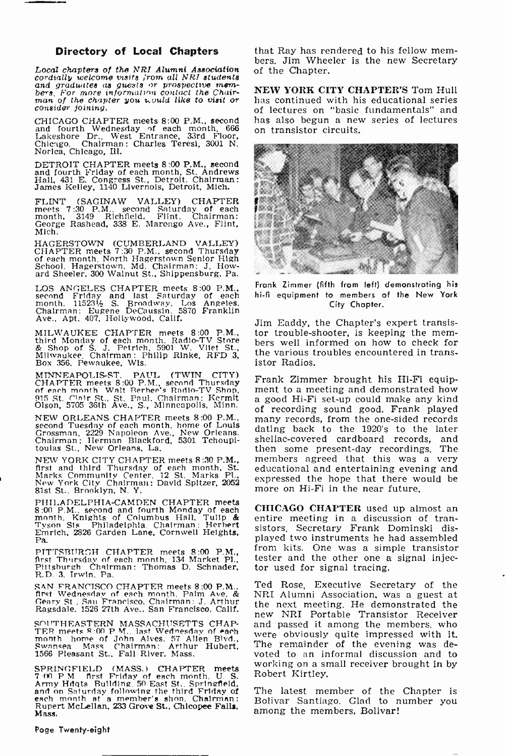## Directory of Local Chapters

*Local chapters of the NRI Alumni Association cordially welcome visits from all NRI students and graduates as guests or prospective members. For more information contact the Chairman of the chapter you would like to visit or consider joining.*

CHICAGO CHAPTER meets 8:00 P.M., second and fourth Wednesday of each month, 666 Lakeshore Dr., West Entrance, 33rd Floor, Chicago. Chairman: Charles Teresi, 3001 N. Norica, Chicago, Ill.

DETROIT CHAPTER meets 8:00 P.M., second and fourth Friday of each month, St. Andrews Hall, 431 E. Congress St., Detroit. Chairman: James Kelley, 1140 Livernois, Detroit, Mich.

FLINT (SAGINAW VALLEY) CHAPTER meets 7:30 P.M., second Saturday of each month, 3149 Richfield, Flint. Chairman: George Rashead, 338 E. Marengo Ave., Flint, Mich.

HAGERSTOWN (CUMBERLAND VALLEY) CHAPTER meets 7:30 P.M., second Thursday of each month, North Hagerstown Senior High School, Hagerstown, Md. Chairman: J. Howard Sheeler, 300 Walnut St., Shippensburg, Pa.

LOS ANGELES CHAPTER meets 8:00 P.M., second Friday and last Saturday of each month, 11523½ S. Broadway, Los Angeles. Chairman: Eugene DeCaussin, 5870 Franklin Ave., Apt. 407, Hollywood, Calif.

MILWAUKEE CHAPTER meets 8:00 P.M., third Monday of each month, Radio-TV Store & Shop of S. J. Petrich, 5901 W. Vliet St., Milwaukee. Chairman: Philip Rinke, RFD 3, Box 356, Pewaukee, Wis.

MINNEAPOLIS-ST. PAUL (TWIN CITY) CHAPTER meets 8:00 P.M., second Thursday of each month, Walt Berbee's Radio-TV Shop, 915 St. Clair St., St. Paul. Chairman: Kermit Olson, 5705 36th Ave., S., Minneapolis, Minn.

NEW ORLEANS CHAPTER meets 8:00 P.M., second Tuesday of each month, home of Louis Grossman, 2229 Napoleon Ave., New Orleans. Chairman: Herman Blackford, 5301 Tchoupitoulas St., New Orleans, La.

NEW YORK CITY CHAPTER meets 8:30 P.M., first and third Thursday of each month, St. Marks Community Center, 12 St. Marks Pl., New York City. Chairman: David Spitzer, 2052 81st St., Brooklyn, N. Y.

PHILADELPHIA-CAMDEN CHAPTER meets 8:00 P.M., second and fourth Monday of each month, Knights of Columbus Hall, Tulip & Tyson Sts., Philadelphia. Chairman: Herbert Emrich, 2826 Garden Lane, Cornwell Heights, Pa.

PITTSBURGH CHAPTER meets 8:00 P.M., first Thursday of each month, 134 Market Pl., Pittsburgh. Chairman: Thomas D. Schnader, R.D. 3, Irwin, Pa.

SAN FRANCISCO CHAPTER meets 8:00 P.M., first Wednesday of each month, Palm Ave. & Geary St., San Francisco. Chairman: J. Arthur Ragsdale, 1526 27th Ave., San Francisco, Calif.

SOUTHEASTERN MASSACHUSETTS CHAPTER meets 8:00 P.M., last Wednesday of each month, home of John Alves, 57 Allen Blvd., Swansea, Mass. Chairman: Arthur Hubert, 1566 Pleasant St., Fall River, Mass.

SPRINGFIELD (MASS.) CHAPTER meets 7:00 P.M., first Friday of each month, U. S. Army Hdqts. Building, 50 East St., Springfield, and on Saturday following the third Friday of each month at a member's shop. Chairman: Rupert McLellan, 233 Grove St., Chicopee Falls, Mass.

that Ray has rendered to his fellow members. Jim Wheeler is the new Secretary of the Chapter.

**NEW YORK CITY CHAPTER'S** Tom Hull has continued with his educational series of lectures on "basic fundamentals" and has also begun a new series of lectures on transistor circuits.

Frank Zimmer (fifth from left) demonstrating his hi-fi equipment to members of the New York City Chapter.

Jim Eaddy, the Chapter's expert transistor trouble-shooter, is keeping the members well informed on how to check for the various troubles encountered in transistor Radios.

Frank Zimmer brought his Hi-Fi equipment to a meeting and demonstrated how a good Hi-Fi set-up could make any kind of recording sound good. Frank played many records, from the one-sided records dating back to the 1920's to the later shellac-covered cardboard records, and then some present-day recordings. The members agreed that this was a very educational and entertaining evening and expressed the hope that there would be more on Hi-Fi in the near future.

**CHICAGO CHAPTER** used up almost an entire meeting in a discussion of transistors. Secretary Frank Dominski displayed two instruments he had assembled from kits. One was a simple transistor tester and the other one a signal injector used for signal tracing.

Ted Rose, Executive Secretary of the NRI Alumni Association, was a guest at the next meeting. He demonstrated the new NRI Portable Transistor Receiver and passed it among the members, who were obviously quite impressed with it. The remainder of the evening was devoted to an informal discussion and to working on a small receiver brought in by Robert Kirtley.

The latest member of the Chapter is Bolivar Santiago. Glad to number you among the members, Bolivar!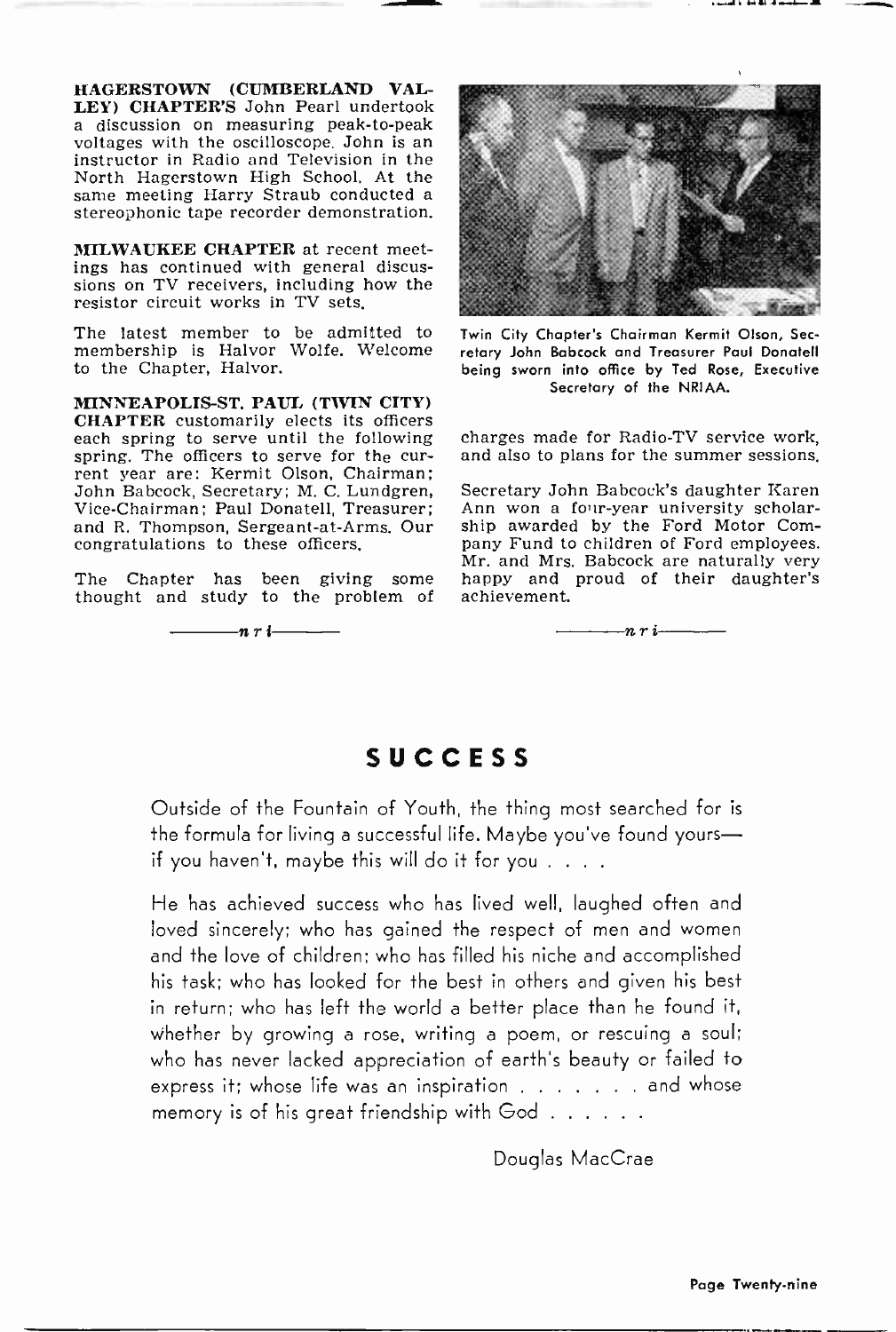**HAGERSTOWN (CUMBERLAND VALLEY) CHAPTER'S** John Pearl undertook a discussion on measuring peak-to-peak voltages with the oscilloscope. John is an instructor in Radio and Television in the North Hagerstown High School. At the same meeting Harry Straub conducted a stereophonic tape recorder demonstration.

**MILWAUKEE CHAPTER** at recent meetings has continued with general discussions on TV receivers, including how the resistor circuit works in TV sets.

The latest member to be admitted to membership is Halvor Wolfe. Welcome to the Chapter, Halvor.

**MINNEAPOLIS-ST. PAUL (TWIN CITY) CHAPTER** customarily elects its officers each spring to serve until the following spring. The officers to serve for the current year are: Kermit Olson, Chairman; John Babcock, Secretary; M. C. Lundgren, Vice-Chairman; Paul Donatell, Treasurer; and R. Thompson, Sergeant-at-Arms. Our congratulations to these officers.

The Chapter has been giving some thought and study to the problem of charges made for Radio-TV service work, and also to plans for the summer sessions.

Twin City Chapter's Chairman Kermit Olson, Secretary John Babcock and Treasurer Paul Donatell being sworn into office by Ted Rose, Executive Secretary of the NRIAA.

Secretary John Babcock's daughter Karen Ann won a four-year university scholarship awarded by the Ford Motor Company Fund to children of Ford employees. Mr. and Mrs. Babcock are naturally very happy and proud of their daughter's achievement.

*—n r i—*

# SUCCESS

Outside of the Fountain of Youth, the thing most searched for is the formula for living a successful life. Maybe you've found yours—if you haven't, maybe this will do it for you . . . .

He has achieved success who has lived well, laughed often and loved sincerely; who has gained the respect of men and women and the love of children; who has filled his niche and accomplished his task; who has looked for the best in others and given his best in return; who has left the world a better place than he found it, whether by growing a rose, writing a poem, or rescuing a soul; who has never lacked appreciation of earth's beauty or failed to express it; whose life was an inspiration . . . . . . . and whose memory is of his great friendship with God . . . . . .

Douglas MacCrae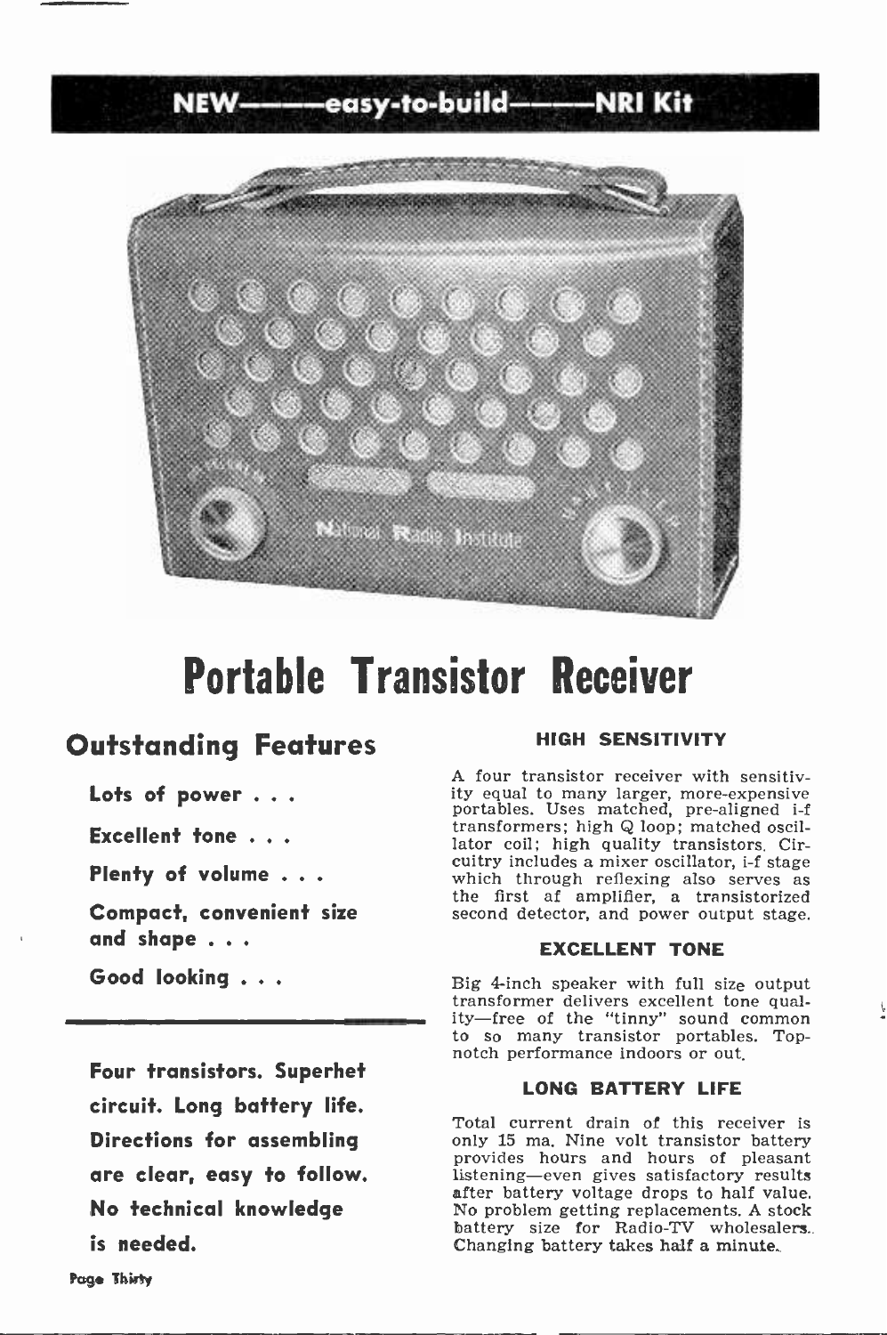NEW——easy-to-build——NRI Kit

# Portable Transistor Receiver

## Outstanding Features

**Lots of power . . .**

**Excellent tone . . .**

**Plenty of volume . . .**

**Compact, convenient size and shape . . .**

**Good looking . . .**

---

**Four transistors. Superhet circuit. Long battery life. Directions for assembling are clear, easy to follow. No technical knowledge is needed.**

### HIGH SENSITIVITY

A four transistor receiver with sensitivity equal to many larger, more-expensive portables. Uses matched, pre-aligned i-f transformers; high Q loop; matched oscillator coil; high quality transistors. Circuitry includes a mixer oscillator, i-f stage which through reflexing also serves as the first af amplifier, a transistorized second detector, and power output stage.

### EXCELLENT TONE

Big 4-inch speaker with full size output transformer delivers excellent tone quality—free of the "tinny" sound common to so many transistor portables. Top-notch performance indoors or out.

### LONG BATTERY LIFE

Total current drain of this receiver is only 15 ma. Nine volt transistor battery provides hours and hours of pleasant listening—even gives satisfactory results after battery voltage drops to half value. No problem getting replacements. A stock battery size for Radio-TV wholesalers. Changing battery takes half a minute.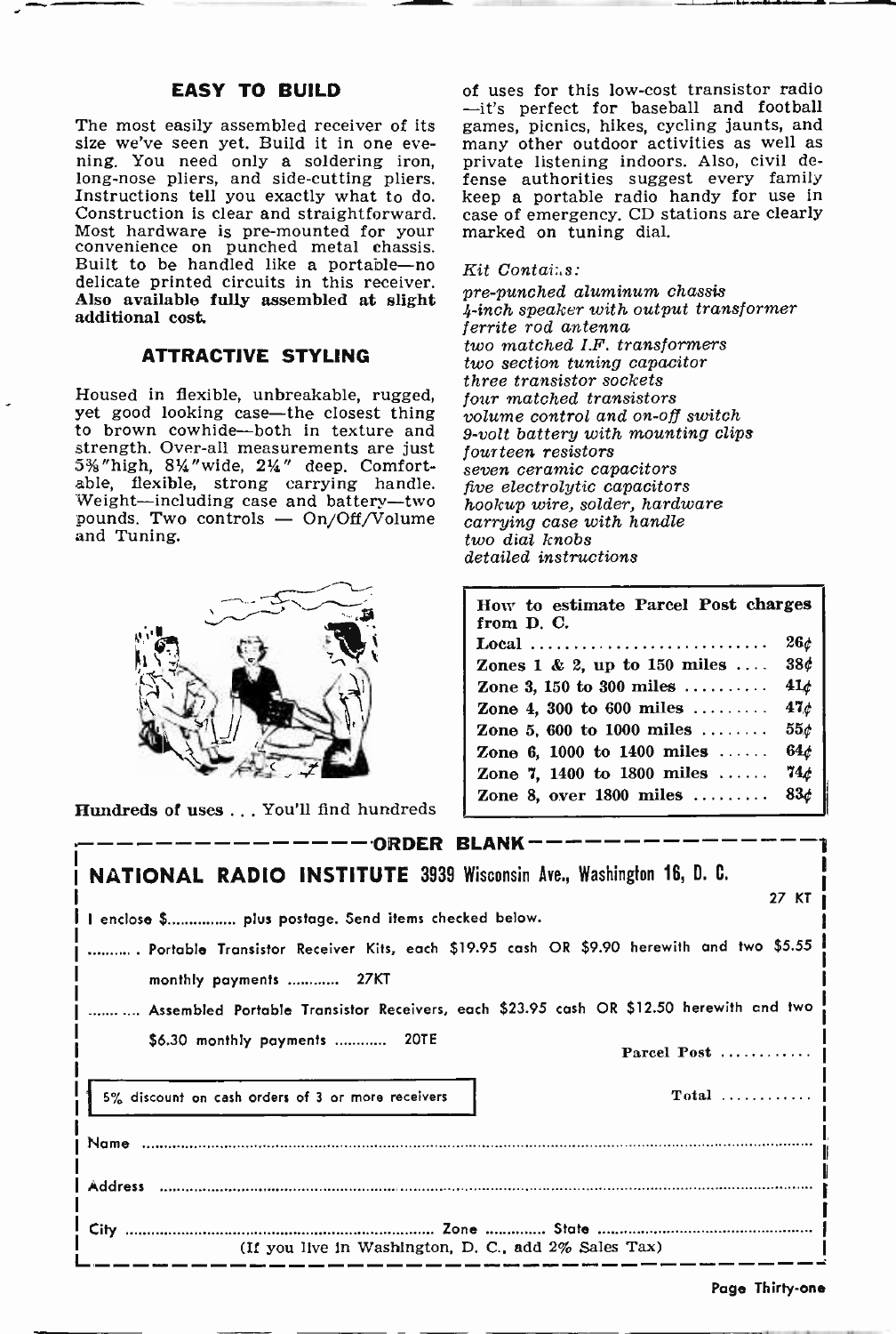## EASY TO BUILD

The most easily assembled receiver of its size we've seen yet. Build it in one evening. You need only a soldering iron, long-nose pliers, and side-cutting pliers. Instructions tell you exactly what to do. Construction is clear and straightforward. Most hardware is pre-mounted for your convenience on punched metal chassis. Built to be handled like a portable—no delicate printed circuits in this receiver. **Also available fully assembled at slight additional cost.**

## ATTRACTIVE STYLING

Housed in flexible, unbreakable, rugged, yet good looking case—the closest thing to brown cowhide—both in texture and strength. Over-all measurements are just 5⅜"high, 8¼"wide, 2¼" deep. Comfortable, flexible, strong carrying handle. Weight—including case and battery—two pounds. Two controls — On/Off/Volume and Tuning.

**Hundreds of uses** . . . You'll find hundreds of uses for this low-cost transistor radio —it's perfect for baseball and football games, picnics, hikes, cycling jaunts, and many other outdoor activities as well as private listening indoors. Also, civil defense authorities suggest every family keep a portable radio handy for use in case of emergency. CD stations are clearly marked on tuning dial.

*Kit Contains:*

*pre-punched aluminum chassis*
*4-inch speaker with output transformer*
*ferrite rod antenna*
*two matched I.F. transformers*
*two section tuning capacitor*
*three transistor sockets*
*four matched transistors*
*volume control and on-off switch*
*9-volt battery with mounting clips*
*fourteen resistors*
*seven ceramic capacitors*
*five electrolytic capacitors*
*hookup wire, solder, hardware*
*carrying case with handle*
*two dial knobs*
*detailed instructions*

| How to estimate Parcel Post charges from D. C. | |
|---|---|
| Local | 26¢ |
| Zones 1 & 2, up to 150 miles | 38¢ |
| Zone 3, 150 to 300 miles | 41¢ |
| Zone 4, 300 to 600 miles | 47¢ |
| Zone 5, 600 to 1000 miles | 55¢ |
| Zone 6, 1000 to 1400 miles | 64¢ |
| Zone 7, 1400 to 1800 miles | 74¢ |
| Zone 8, over 1800 miles | 83¢ |

---

**ORDER BLANK**

**NATIONAL RADIO INSTITUTE** 3939 Wisconsin Ave., Washington 16, D. C.

27 KT

I enclose $.............. plus postage. Send items checked below.

.......... Portable Transistor Receiver Kits, each $19.95 cash OR $9.90 herewith and two $5.55 monthly payments ............ 27KT

.......... Assembled Portable Transistor Receivers, each $23.95 cash OR $12.50 herewith and two $6.30 monthly payments ............ 20TE

Parcel Post ............

5% discount on cash orders of 3 or more receivers

Total ............

Name ............

Address ............

City ............ Zone ............ State ............

(If you live in Washington, D. C., add 2% Sales Tax)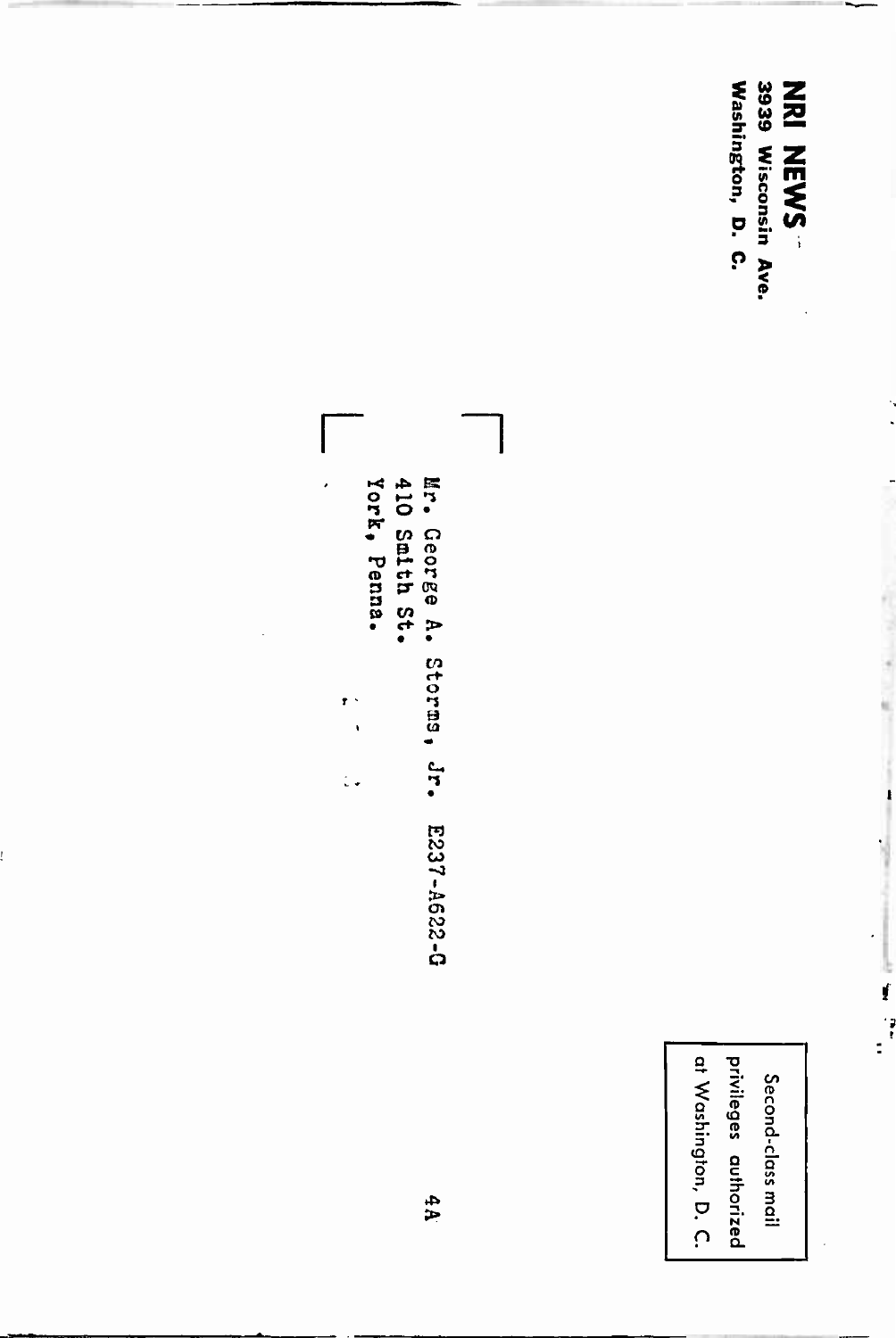**NRI NEWS**
3939 Wisconsin Ave.
Washington, D. C.

Second-class mail
privileges authorized
at Washington, D. C.

Mr. George A. Storms, Jr. E237-A622-G
410 Smith St.
York, Penna.

4A